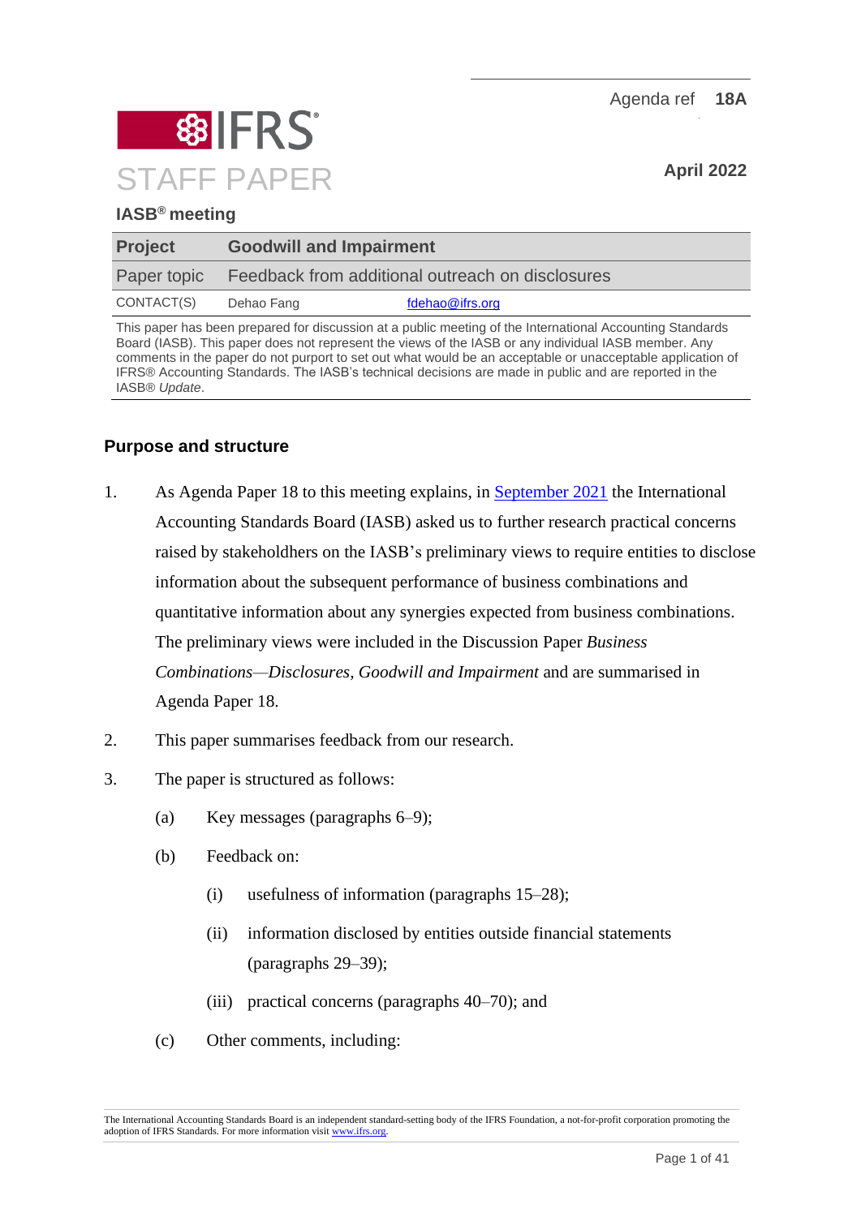Agenda ref **18A**

# IFRS STAFF PAPER

**April 2022**

**IASB® meeting**

| **Project** | **Goodwill and Impairment** |
|---|---|
| Paper topic | Feedback from additional outreach on disclosures |
| CONTACT(S) | Dehao Fang fdehao@ifrs.org |

This paper has been prepared for discussion at a public meeting of the International Accounting Standards Board (IASB). This paper does not represent the views of the IASB or any individual IASB member. Any comments in the paper do not purport to set out what would be an acceptable or unacceptable application of IFRS® Accounting Standards. The IASB's technical decisions are made in public and are reported in the IASB® *Update*.

## Purpose and structure

1. As Agenda Paper 18 to this meeting explains, in September 2021 the International Accounting Standards Board (IASB) asked us to further research practical concerns raised by stakeholdhers on the IASB's preliminary views to require entities to disclose information about the subsequent performance of business combinations and quantitative information about any synergies expected from business combinations. The preliminary views were included in the Discussion Paper *Business Combinations—Disclosures, Goodwill and Impairment* and are summarised in Agenda Paper 18.

2. This paper summarises feedback from our research.

3. The paper is structured as follows:

   (a) Key messages (paragraphs 6–9);

   (b) Feedback on:

      (i) usefulness of information (paragraphs 15–28);

      (ii) information disclosed by entities outside financial statements (paragraphs 29–39);

      (iii) practical concerns (paragraphs 40–70); and

   (c) Other comments, including:

The International Accounting Standards Board is an independent standard-setting body of the IFRS Foundation, a not-for-profit corporation promoting the adoption of IFRS Standards. For more information visit www.ifrs.org.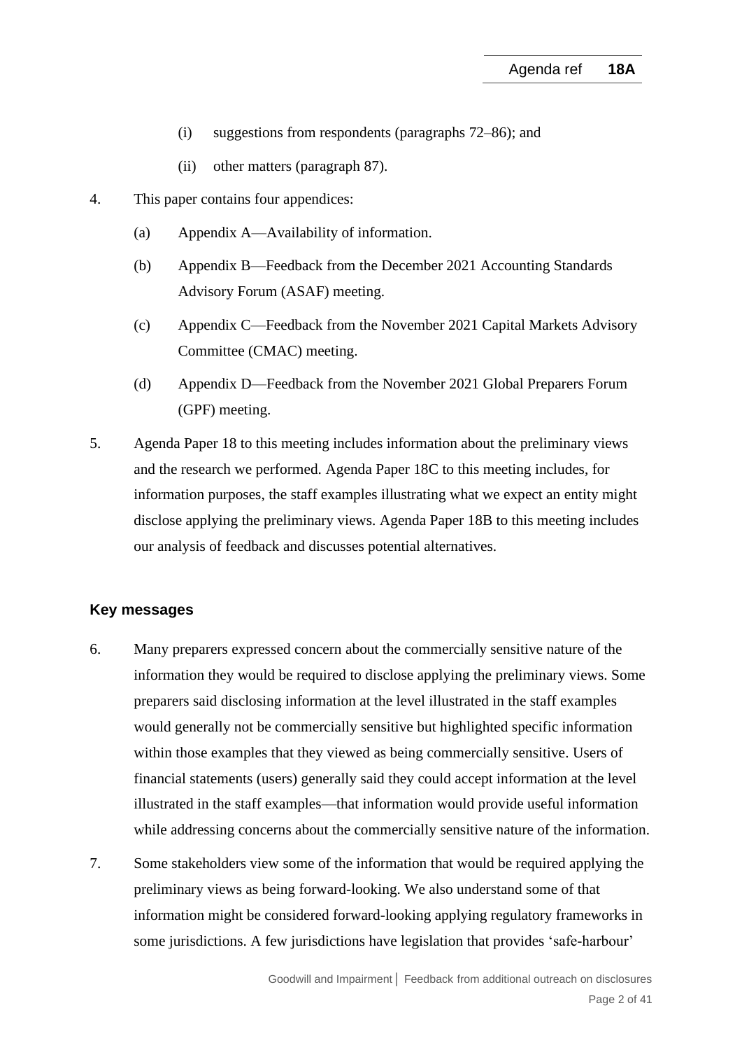(i) suggestions from respondents (paragraphs 72–86); and

    (ii) other matters (paragraph 87).

4. This paper contains four appendices:

    (a) Appendix A—Availability of information.

    (b) Appendix B—Feedback from the December 2021 Accounting Standards Advisory Forum (ASAF) meeting.

    (c) Appendix C—Feedback from the November 2021 Capital Markets Advisory Committee (CMAC) meeting.

    (d) Appendix D—Feedback from the November 2021 Global Preparers Forum (GPF) meeting.

5. Agenda Paper 18 to this meeting includes information about the preliminary views and the research we performed. Agenda Paper 18C to this meeting includes, for information purposes, the staff examples illustrating what we expect an entity might disclose applying the preliminary views. Agenda Paper 18B to this meeting includes our analysis of feedback and discusses potential alternatives.

## Key messages

6. Many preparers expressed concern about the commercially sensitive nature of the information they would be required to disclose applying the preliminary views. Some preparers said disclosing information at the level illustrated in the staff examples would generally not be commercially sensitive but highlighted specific information within those examples that they viewed as being commercially sensitive. Users of financial statements (users) generally said they could accept information at the level illustrated in the staff examples—that information would provide useful information while addressing concerns about the commercially sensitive nature of the information.

7. Some stakeholders view some of the information that would be required applying the preliminary views as being forward-looking. We also understand some of that information might be considered forward-looking applying regulatory frameworks in some jurisdictions. A few jurisdictions have legislation that provides 'safe-harbour'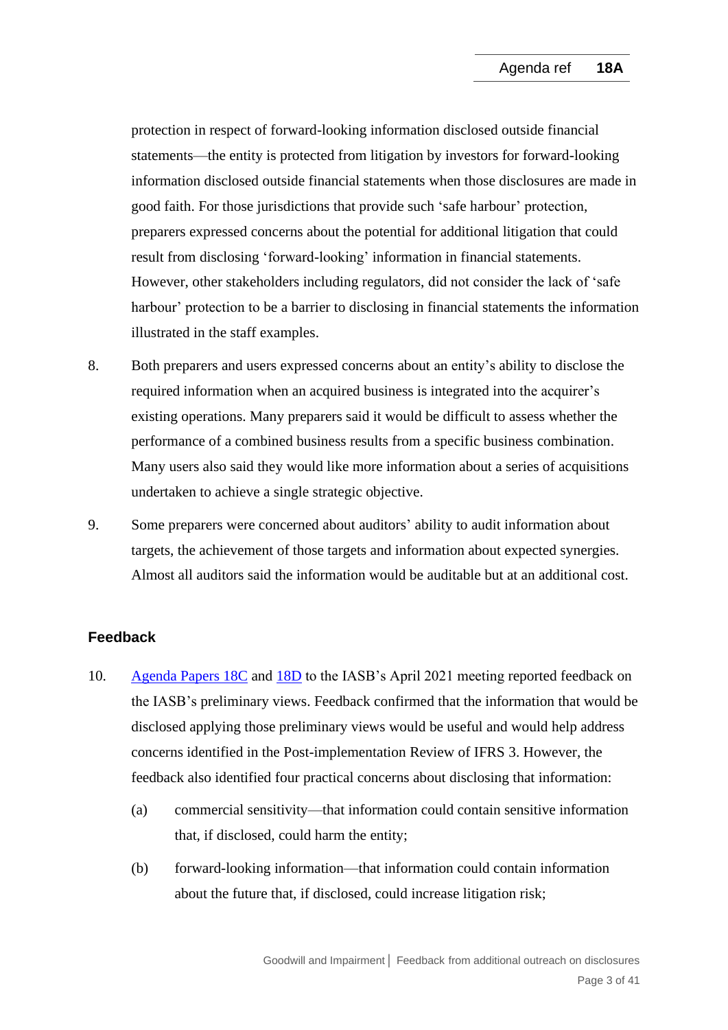protection in respect of forward-looking information disclosed outside financial statements—the entity is protected from litigation by investors for forward-looking information disclosed outside financial statements when those disclosures are made in good faith. For those jurisdictions that provide such 'safe harbour' protection, preparers expressed concerns about the potential for additional litigation that could result from disclosing 'forward-looking' information in financial statements. However, other stakeholders including regulators, did not consider the lack of 'safe harbour' protection to be a barrier to disclosing in financial statements the information illustrated in the staff examples.

8. Both preparers and users expressed concerns about an entity's ability to disclose the required information when an acquired business is integrated into the acquirer's existing operations. Many preparers said it would be difficult to assess whether the performance of a combined business results from a specific business combination. Many users also said they would like more information about a series of acquisitions undertaken to achieve a single strategic objective.

9. Some preparers were concerned about auditors' ability to audit information about targets, the achievement of those targets and information about expected synergies. Almost all auditors said the information would be auditable but at an additional cost.

## Feedback

10. Agenda Papers 18C and 18D to the IASB's April 2021 meeting reported feedback on the IASB's preliminary views. Feedback confirmed that the information that would be disclosed applying those preliminary views would be useful and would help address concerns identified in the Post-implementation Review of IFRS 3. However, the feedback also identified four practical concerns about disclosing that information:

    (a) commercial sensitivity—that information could contain sensitive information that, if disclosed, could harm the entity;

    (b) forward-looking information—that information could contain information about the future that, if disclosed, could increase litigation risk;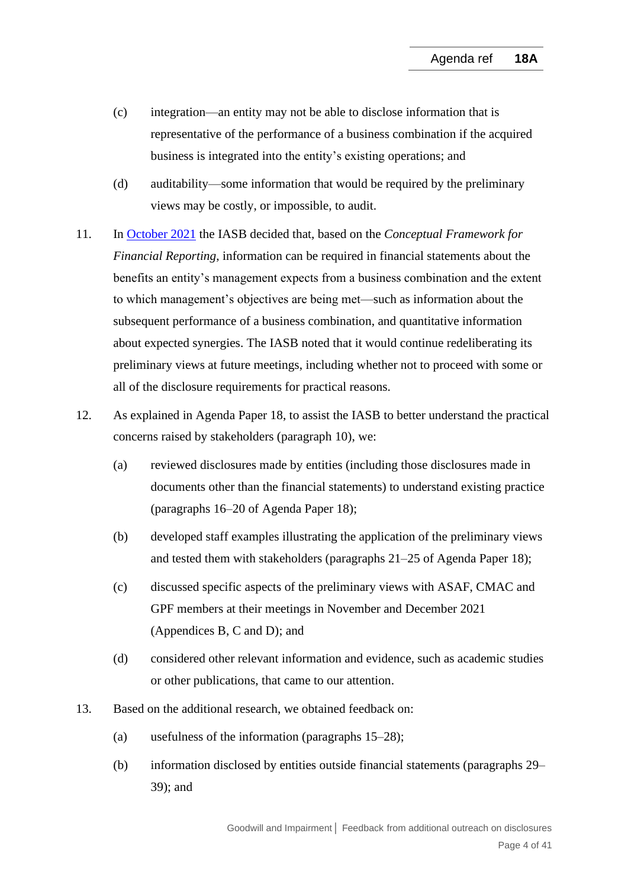(c) integration—an entity may not be able to disclose information that is representative of the performance of a business combination if the acquired business is integrated into the entity's existing operations; and

(d) auditability—some information that would be required by the preliminary views may be costly, or impossible, to audit.

11. In October 2021 the IASB decided that, based on the *Conceptual Framework for Financial Reporting*, information can be required in financial statements about the benefits an entity's management expects from a business combination and the extent to which management's objectives are being met—such as information about the subsequent performance of a business combination, and quantitative information about expected synergies. The IASB noted that it would continue redeliberating its preliminary views at future meetings, including whether not to proceed with some or all of the disclosure requirements for practical reasons.

12. As explained in Agenda Paper 18, to assist the IASB to better understand the practical concerns raised by stakeholders (paragraph 10), we:

(a) reviewed disclosures made by entities (including those disclosures made in documents other than the financial statements) to understand existing practice (paragraphs 16–20 of Agenda Paper 18);

(b) developed staff examples illustrating the application of the preliminary views and tested them with stakeholders (paragraphs 21–25 of Agenda Paper 18);

(c) discussed specific aspects of the preliminary views with ASAF, CMAC and GPF members at their meetings in November and December 2021 (Appendices B, C and D); and

(d) considered other relevant information and evidence, such as academic studies or other publications, that came to our attention.

13. Based on the additional research, we obtained feedback on:

(a) usefulness of the information (paragraphs 15–28);

(b) information disclosed by entities outside financial statements (paragraphs 29–39); and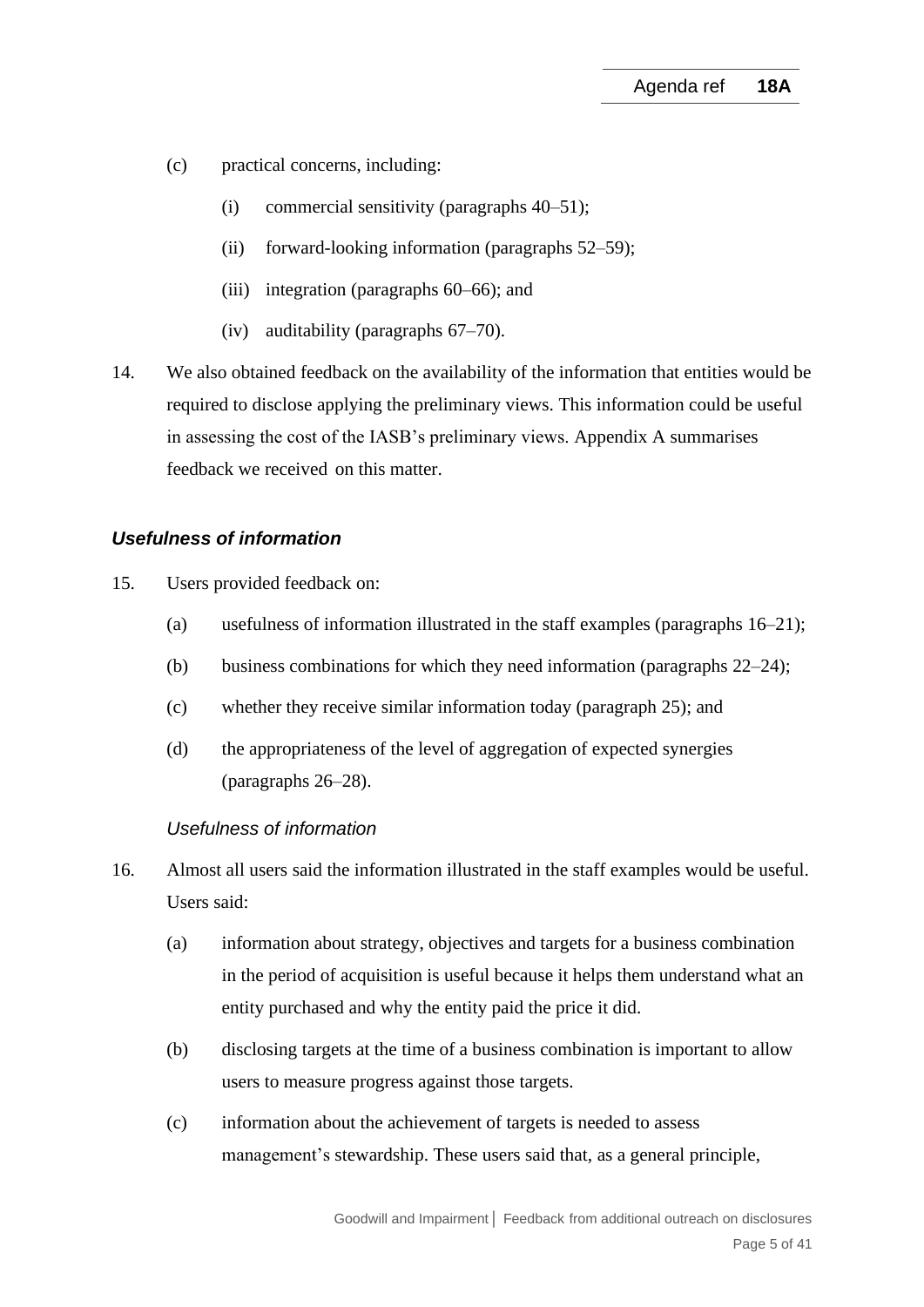(c) practical concerns, including:

   (i) commercial sensitivity (paragraphs 40–51);

   (ii) forward-looking information (paragraphs 52–59);

   (iii) integration (paragraphs 60–66); and

   (iv) auditability (paragraphs 67–70).

14. We also obtained feedback on the availability of the information that entities would be required to disclose applying the preliminary views. This information could be useful in assessing the cost of the IASB's preliminary views. Appendix A summarises feedback we received on this matter.

### *Usefulness of information*

15. Users provided feedback on:

   (a) usefulness of information illustrated in the staff examples (paragraphs 16–21);

   (b) business combinations for which they need information (paragraphs 22–24);

   (c) whether they receive similar information today (paragraph 25); and

   (d) the appropriateness of the level of aggregation of expected synergies (paragraphs 26–28).

#### *Usefulness of information*

16. Almost all users said the information illustrated in the staff examples would be useful. Users said:

   (a) information about strategy, objectives and targets for a business combination in the period of acquisition is useful because it helps them understand what an entity purchased and why the entity paid the price it did.

   (b) disclosing targets at the time of a business combination is important to allow users to measure progress against those targets.

   (c) information about the achievement of targets is needed to assess management's stewardship. These users said that, as a general principle,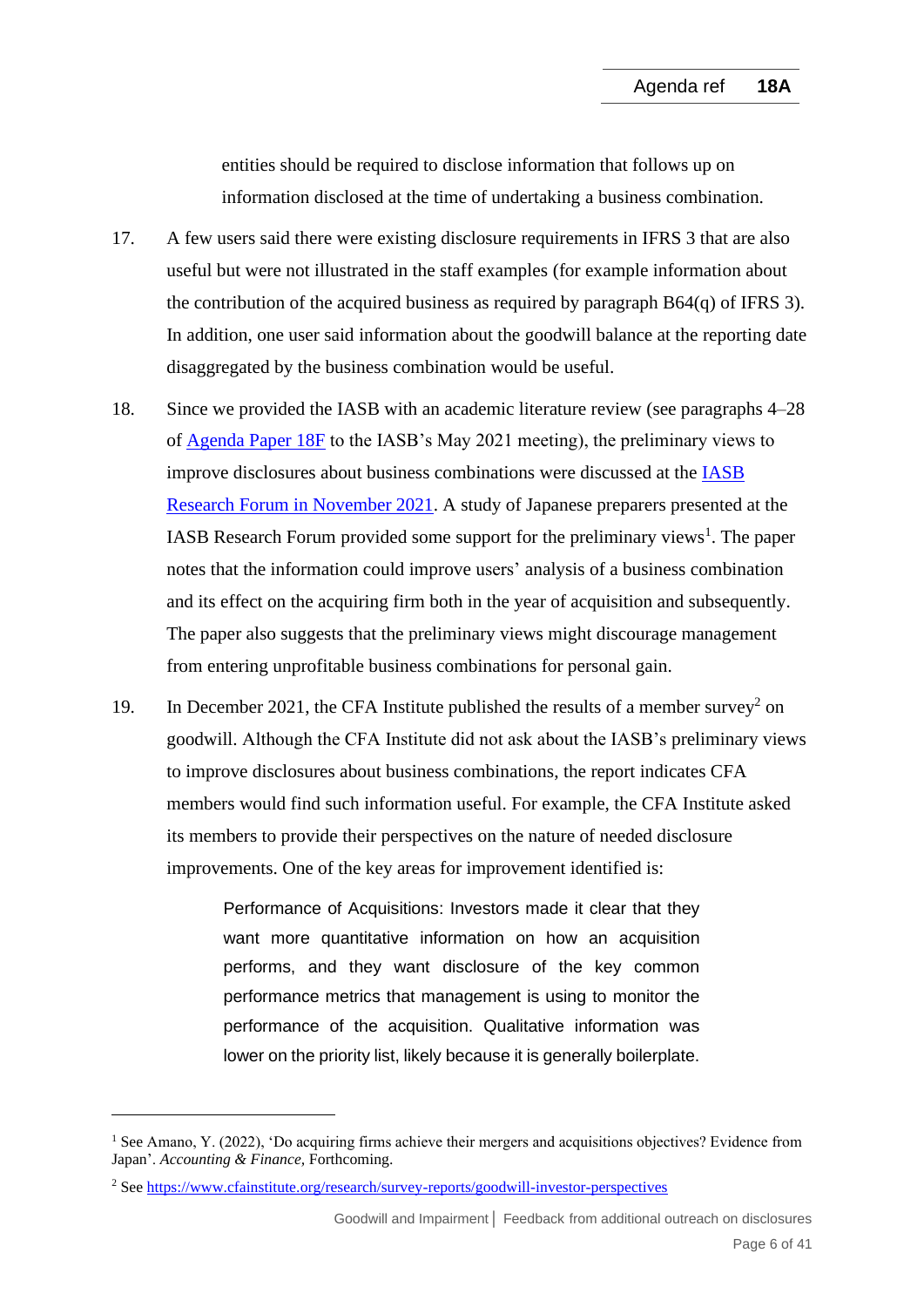entities should be required to disclose information that follows up on information disclosed at the time of undertaking a business combination.

17. A few users said there were existing disclosure requirements in IFRS 3 that are also useful but were not illustrated in the staff examples (for example information about the contribution of the acquired business as required by paragraph B64(q) of IFRS 3). In addition, one user said information about the goodwill balance at the reporting date disaggregated by the business combination would be useful.

18. Since we provided the IASB with an academic literature review (see paragraphs 4–28 of [Agenda Paper 18F] to the IASB's May 2021 meeting), the preliminary views to improve disclosures about business combinations were discussed at the [IASB Research Forum in November 2021]. A study of Japanese preparers presented at the IASB Research Forum provided some support for the preliminary views[1]. The paper notes that the information could improve users' analysis of a business combination and its effect on the acquiring firm both in the year of acquisition and subsequently. The paper also suggests that the preliminary views might discourage management from entering unprofitable business combinations for personal gain.

19. In December 2021, the CFA Institute published the results of a member survey[2] on goodwill. Although the CFA Institute did not ask about the IASB's preliminary views to improve disclosures about business combinations, the report indicates CFA members would find such information useful. For example, the CFA Institute asked its members to provide their perspectives on the nature of needed disclosure improvements. One of the key areas for improvement identified is:

> Performance of Acquisitions: Investors made it clear that they want more quantitative information on how an acquisition performs, and they want disclosure of the key common performance metrics that management is using to monitor the performance of the acquisition. Qualitative information was lower on the priority list, likely because it is generally boilerplate.

---

[1] See Amano, Y. (2022), 'Do acquiring firms achieve their mergers and acquisitions objectives? Evidence from Japan'. *Accounting & Finance,* Forthcoming.

[2] See https://www.cfainstitute.org/research/survey-reports/goodwill-investor-perspectives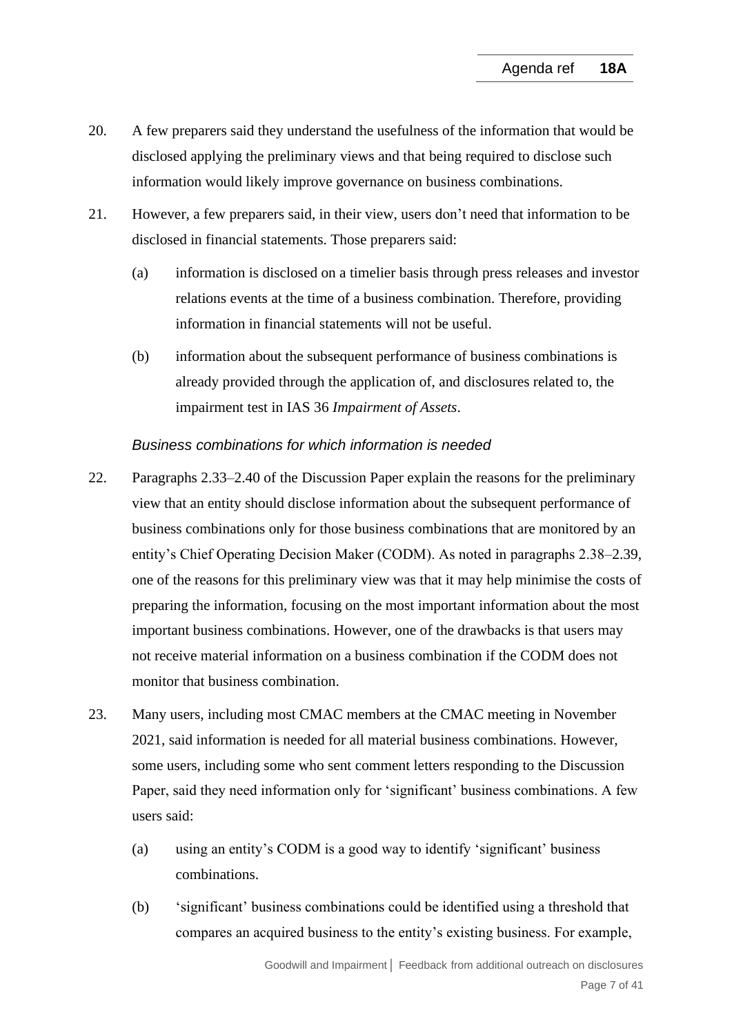20. A few preparers said they understand the usefulness of the information that would be disclosed applying the preliminary views and that being required to disclose such information would likely improve governance on business combinations.

21. However, a few preparers said, in their view, users don't need that information to be disclosed in financial statements. Those preparers said:

    (a) information is disclosed on a timelier basis through press releases and investor relations events at the time of a business combination. Therefore, providing information in financial statements will not be useful.

    (b) information about the subsequent performance of business combinations is already provided through the application of, and disclosures related to, the impairment test in IAS 36 *Impairment of Assets*.

*Business combinations for which information is needed*

22. Paragraphs 2.33–2.40 of the Discussion Paper explain the reasons for the preliminary view that an entity should disclose information about the subsequent performance of business combinations only for those business combinations that are monitored by an entity's Chief Operating Decision Maker (CODM). As noted in paragraphs 2.38–2.39, one of the reasons for this preliminary view was that it may help minimise the costs of preparing the information, focusing on the most important information about the most important business combinations. However, one of the drawbacks is that users may not receive material information on a business combination if the CODM does not monitor that business combination.

23. Many users, including most CMAC members at the CMAC meeting in November 2021, said information is needed for all material business combinations. However, some users, including some who sent comment letters responding to the Discussion Paper, said they need information only for 'significant' business combinations. A few users said:

    (a) using an entity's CODM is a good way to identify 'significant' business combinations.

    (b) 'significant' business combinations could be identified using a threshold that compares an acquired business to the entity's existing business. For example,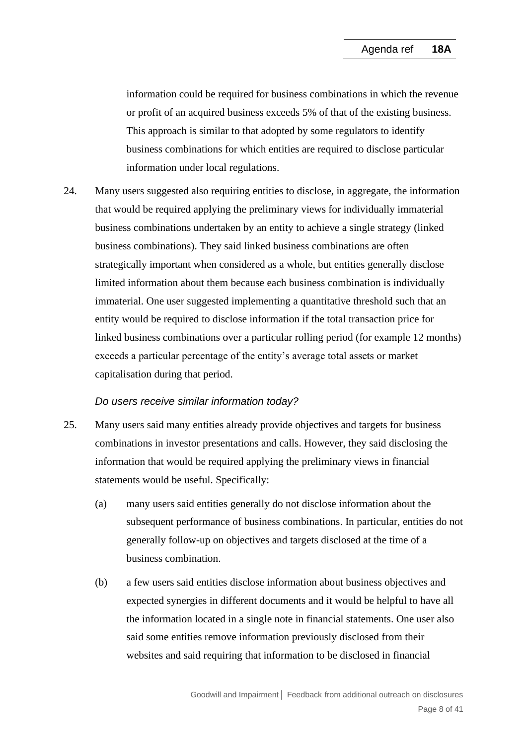information could be required for business combinations in which the revenue or profit of an acquired business exceeds 5% of that of the existing business. This approach is similar to that adopted by some regulators to identify business combinations for which entities are required to disclose particular information under local regulations.

24. Many users suggested also requiring entities to disclose, in aggregate, the information that would be required applying the preliminary views for individually immaterial business combinations undertaken by an entity to achieve a single strategy (linked business combinations). They said linked business combinations are often strategically important when considered as a whole, but entities generally disclose limited information about them because each business combination is individually immaterial. One user suggested implementing a quantitative threshold such that an entity would be required to disclose information if the total transaction price for linked business combinations over a particular rolling period (for example 12 months) exceeds a particular percentage of the entity's average total assets or market capitalisation during that period.

*Do users receive similar information today?*

25. Many users said many entities already provide objectives and targets for business combinations in investor presentations and calls. However, they said disclosing the information that would be required applying the preliminary views in financial statements would be useful. Specifically:

    (a) many users said entities generally do not disclose information about the subsequent performance of business combinations. In particular, entities do not generally follow-up on objectives and targets disclosed at the time of a business combination.

    (b) a few users said entities disclose information about business objectives and expected synergies in different documents and it would be helpful to have all the information located in a single note in financial statements. One user also said some entities remove information previously disclosed from their websites and said requiring that information to be disclosed in financial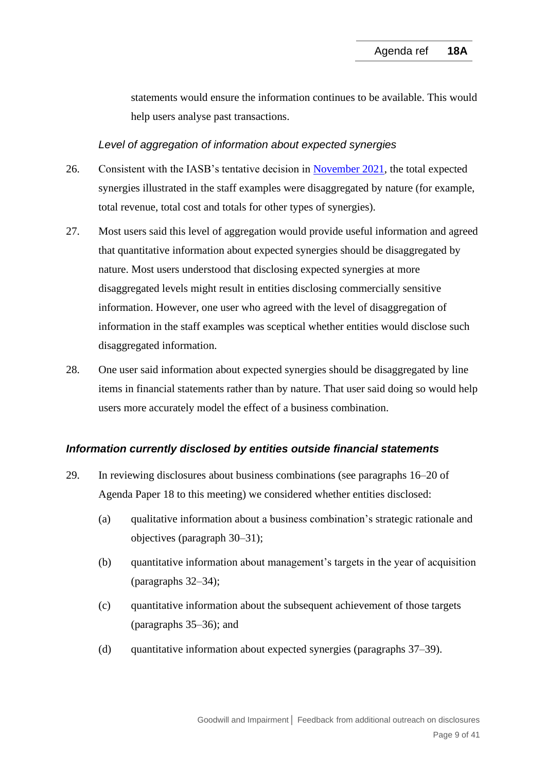statements would ensure the information continues to be available. This would help users analyse past transactions.

*Level of aggregation of information about expected synergies*

26. Consistent with the IASB's tentative decision in November 2021, the total expected synergies illustrated in the staff examples were disaggregated by nature (for example, total revenue, total cost and totals for other types of synergies).

27. Most users said this level of aggregation would provide useful information and agreed that quantitative information about expected synergies should be disaggregated by nature. Most users understood that disclosing expected synergies at more disaggregated levels might result in entities disclosing commercially sensitive information. However, one user who agreed with the level of disaggregation of information in the staff examples was sceptical whether entities would disclose such disaggregated information.

28. One user said information about expected synergies should be disaggregated by line items in financial statements rather than by nature. That user said doing so would help users more accurately model the effect of a business combination.

## *Information currently disclosed by entities outside financial statements*

29. In reviewing disclosures about business combinations (see paragraphs 16–20 of Agenda Paper 18 to this meeting) we considered whether entities disclosed:

    (a) qualitative information about a business combination's strategic rationale and objectives (paragraph 30–31);

    (b) quantitative information about management's targets in the year of acquisition (paragraphs 32–34);

    (c) quantitative information about the subsequent achievement of those targets (paragraphs 35–36); and

    (d) quantitative information about expected synergies (paragraphs 37–39).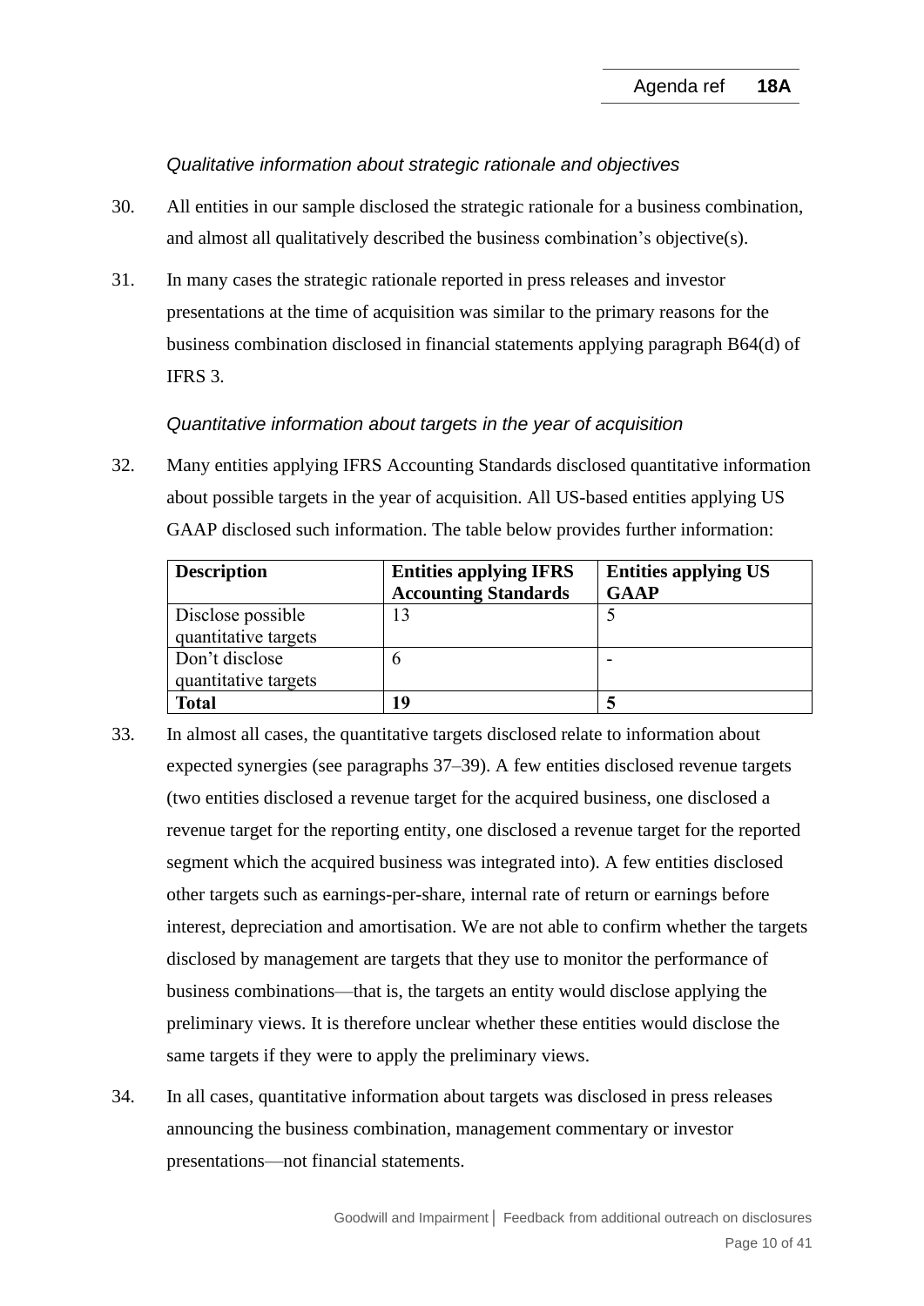*Qualitative information about strategic rationale and objectives*

30. All entities in our sample disclosed the strategic rationale for a business combination, and almost all qualitatively described the business combination's objective(s).

31. In many cases the strategic rationale reported in press releases and investor presentations at the time of acquisition was similar to the primary reasons for the business combination disclosed in financial statements applying paragraph B64(d) of IFRS 3.

*Quantitative information about targets in the year of acquisition*

32. Many entities applying IFRS Accounting Standards disclosed quantitative information about possible targets in the year of acquisition. All US-based entities applying US GAAP disclosed such information. The table below provides further information:

| Description | Entities applying IFRS Accounting Standards | Entities applying US GAAP |
|---|---|---|
| Disclose possible quantitative targets | 13 | 5 |
| Don't disclose quantitative targets | 6 | - |
| **Total** | **19** | **5** |

33. In almost all cases, the quantitative targets disclosed relate to information about expected synergies (see paragraphs 37–39). A few entities disclosed revenue targets (two entities disclosed a revenue target for the acquired business, one disclosed a revenue target for the reporting entity, one disclosed a revenue target for the reported segment which the acquired business was integrated into). A few entities disclosed other targets such as earnings-per-share, internal rate of return or earnings before interest, depreciation and amortisation. We are not able to confirm whether the targets disclosed by management are targets that they use to monitor the performance of business combinations—that is, the targets an entity would disclose applying the preliminary views. It is therefore unclear whether these entities would disclose the same targets if they were to apply the preliminary views.

34. In all cases, quantitative information about targets was disclosed in press releases announcing the business combination, management commentary or investor presentations—not financial statements.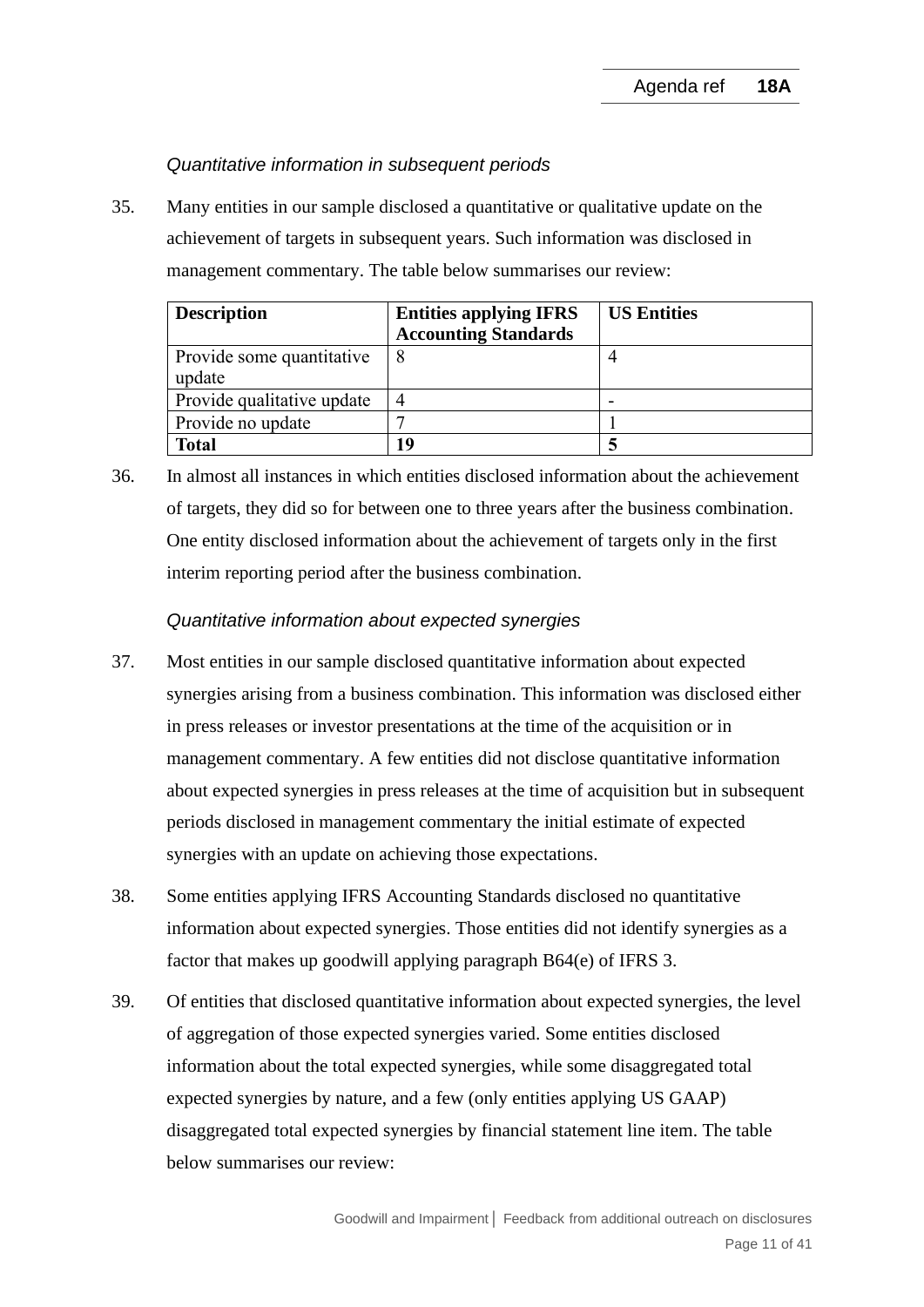*Quantitative information in subsequent periods*

35. Many entities in our sample disclosed a quantitative or qualitative update on the achievement of targets in subsequent years. Such information was disclosed in management commentary. The table below summarises our review:

| Description | Entities applying IFRS Accounting Standards | US Entities |
|---|---|---|
| Provide some quantitative update | 8 | 4 |
| Provide qualitative update | 4 | - |
| Provide no update | 7 | 1 |
| **Total** | **19** | **5** |

36. In almost all instances in which entities disclosed information about the achievement of targets, they did so for between one to three years after the business combination. One entity disclosed information about the achievement of targets only in the first interim reporting period after the business combination.

*Quantitative information about expected synergies*

37. Most entities in our sample disclosed quantitative information about expected synergies arising from a business combination. This information was disclosed either in press releases or investor presentations at the time of the acquisition or in management commentary. A few entities did not disclose quantitative information about expected synergies in press releases at the time of acquisition but in subsequent periods disclosed in management commentary the initial estimate of expected synergies with an update on achieving those expectations.

38. Some entities applying IFRS Accounting Standards disclosed no quantitative information about expected synergies. Those entities did not identify synergies as a factor that makes up goodwill applying paragraph B64(e) of IFRS 3.

39. Of entities that disclosed quantitative information about expected synergies, the level of aggregation of those expected synergies varied. Some entities disclosed information about the total expected synergies, while some disaggregated total expected synergies by nature, and a few (only entities applying US GAAP) disaggregated total expected synergies by financial statement line item. The table below summarises our review: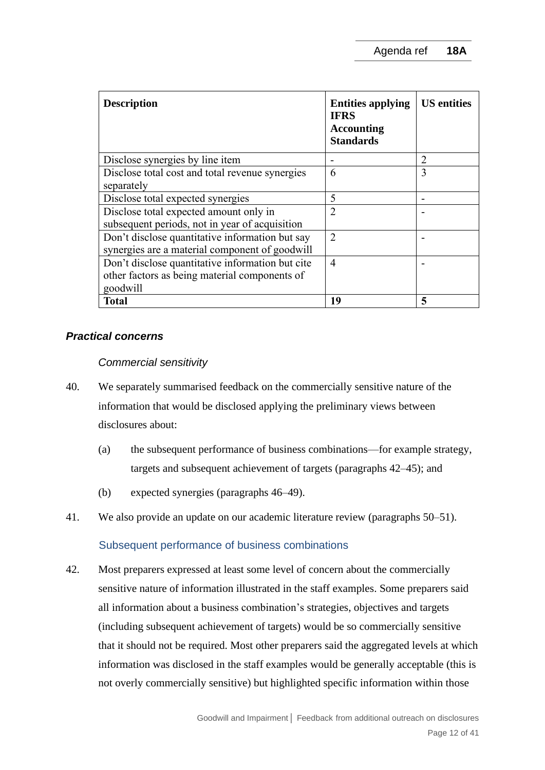| Description | Entities applying IFRS Accounting Standards | US entities |
|---|---|---|
| Disclose synergies by line item | - | 2 |
| Disclose total cost and total revenue synergies separately | 6 | 3 |
| Disclose total expected synergies | 5 | - |
| Disclose total expected amount only in subsequent periods, not in year of acquisition | 2 | - |
| Don't disclose quantitative information but say synergies are a material component of goodwill | 2 | - |
| Don't disclose quantitative information but cite other factors as being material components of goodwill | 4 | - |
| **Total** | **19** | **5** |

### *Practical concerns*

#### *Commercial sensitivity*

40. We separately summarised feedback on the commercially sensitive nature of the information that would be disclosed applying the preliminary views between disclosures about:

    (a) the subsequent performance of business combinations—for example strategy, targets and subsequent achievement of targets (paragraphs 42–45); and

    (b) expected synergies (paragraphs 46–49).

41. We also provide an update on our academic literature review (paragraphs 50–51).

#### Subsequent performance of business combinations

42. Most preparers expressed at least some level of concern about the commercially sensitive nature of information illustrated in the staff examples. Some preparers said all information about a business combination's strategies, objectives and targets (including subsequent achievement of targets) would be so commercially sensitive that it should not be required. Most other preparers said the aggregated levels at which information was disclosed in the staff examples would be generally acceptable (this is not overly commercially sensitive) but highlighted specific information within those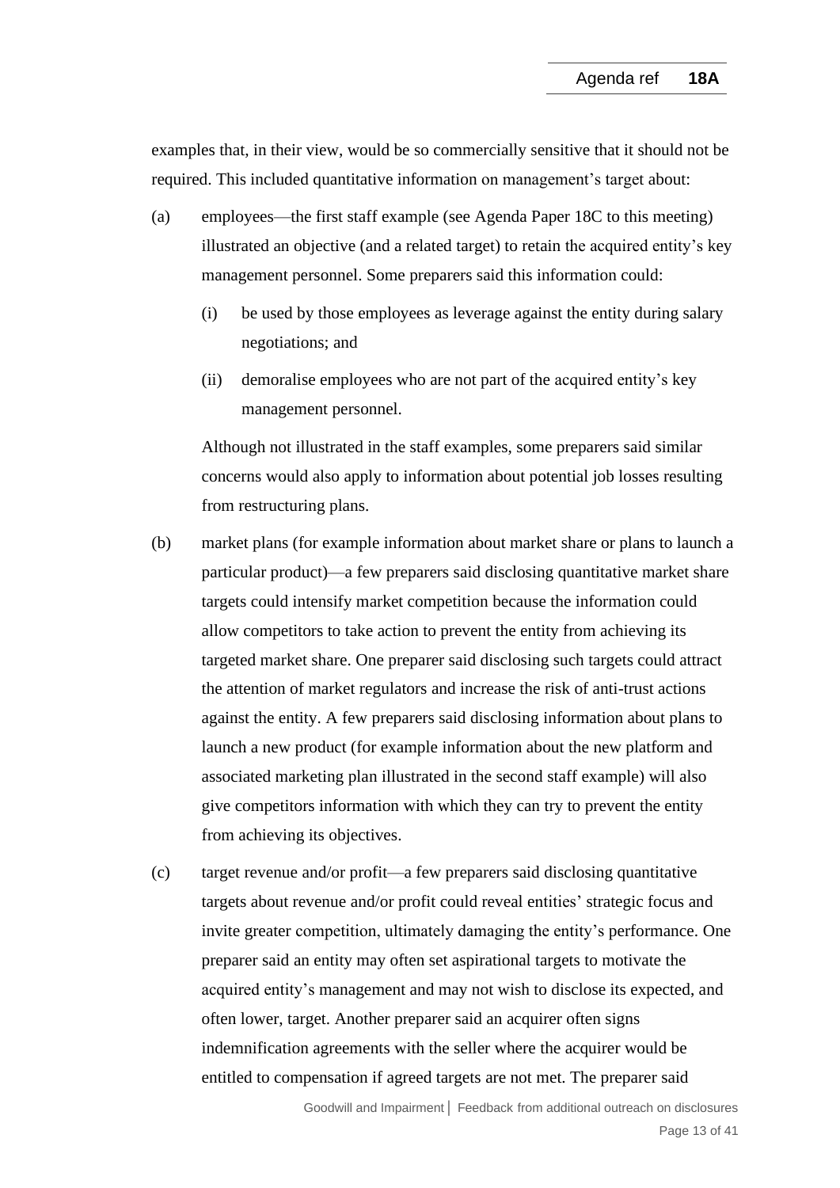examples that, in their view, would be so commercially sensitive that it should not be required. This included quantitative information on management's target about:

(a) employees—the first staff example (see Agenda Paper 18C to this meeting) illustrated an objective (and a related target) to retain the acquired entity's key management personnel. Some preparers said this information could:

  (i) be used by those employees as leverage against the entity during salary negotiations; and

  (ii) demoralise employees who are not part of the acquired entity's key management personnel.

  Although not illustrated in the staff examples, some preparers said similar concerns would also apply to information about potential job losses resulting from restructuring plans.

(b) market plans (for example information about market share or plans to launch a particular product)—a few preparers said disclosing quantitative market share targets could intensify market competition because the information could allow competitors to take action to prevent the entity from achieving its targeted market share. One preparer said disclosing such targets could attract the attention of market regulators and increase the risk of anti-trust actions against the entity. A few preparers said disclosing information about plans to launch a new product (for example information about the new platform and associated marketing plan illustrated in the second staff example) will also give competitors information with which they can try to prevent the entity from achieving its objectives.

(c) target revenue and/or profit—a few preparers said disclosing quantitative targets about revenue and/or profit could reveal entities' strategic focus and invite greater competition, ultimately damaging the entity's performance. One preparer said an entity may often set aspirational targets to motivate the acquired entity's management and may not wish to disclose its expected, and often lower, target. Another preparer said an acquirer often signs indemnification agreements with the seller where the acquirer would be entitled to compensation if agreed targets are not met. The preparer said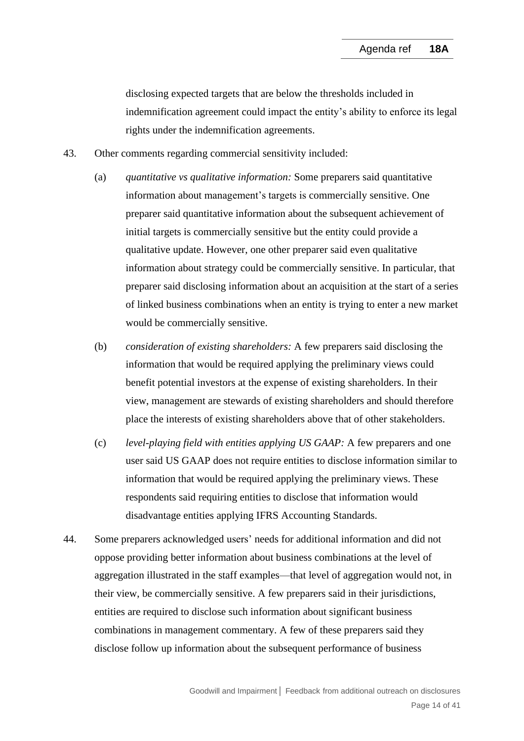disclosing expected targets that are below the thresholds included in indemnification agreement could impact the entity's ability to enforce its legal rights under the indemnification agreements.

43. Other comments regarding commercial sensitivity included:

    (a) *quantitative vs qualitative information:* Some preparers said quantitative information about management's targets is commercially sensitive. One preparer said quantitative information about the subsequent achievement of initial targets is commercially sensitive but the entity could provide a qualitative update. However, one other preparer said even qualitative information about strategy could be commercially sensitive. In particular, that preparer said disclosing information about an acquisition at the start of a series of linked business combinations when an entity is trying to enter a new market would be commercially sensitive.

    (b) *consideration of existing shareholders:* A few preparers said disclosing the information that would be required applying the preliminary views could benefit potential investors at the expense of existing shareholders. In their view, management are stewards of existing shareholders and should therefore place the interests of existing shareholders above that of other stakeholders.

    (c) *level-playing field with entities applying US GAAP:* A few preparers and one user said US GAAP does not require entities to disclose information similar to information that would be required applying the preliminary views. These respondents said requiring entities to disclose that information would disadvantage entities applying IFRS Accounting Standards.

44. Some preparers acknowledged users' needs for additional information and did not oppose providing better information about business combinations at the level of aggregation illustrated in the staff examples—that level of aggregation would not, in their view, be commercially sensitive. A few preparers said in their jurisdictions, entities are required to disclose such information about significant business combinations in management commentary. A few of these preparers said they disclose follow up information about the subsequent performance of business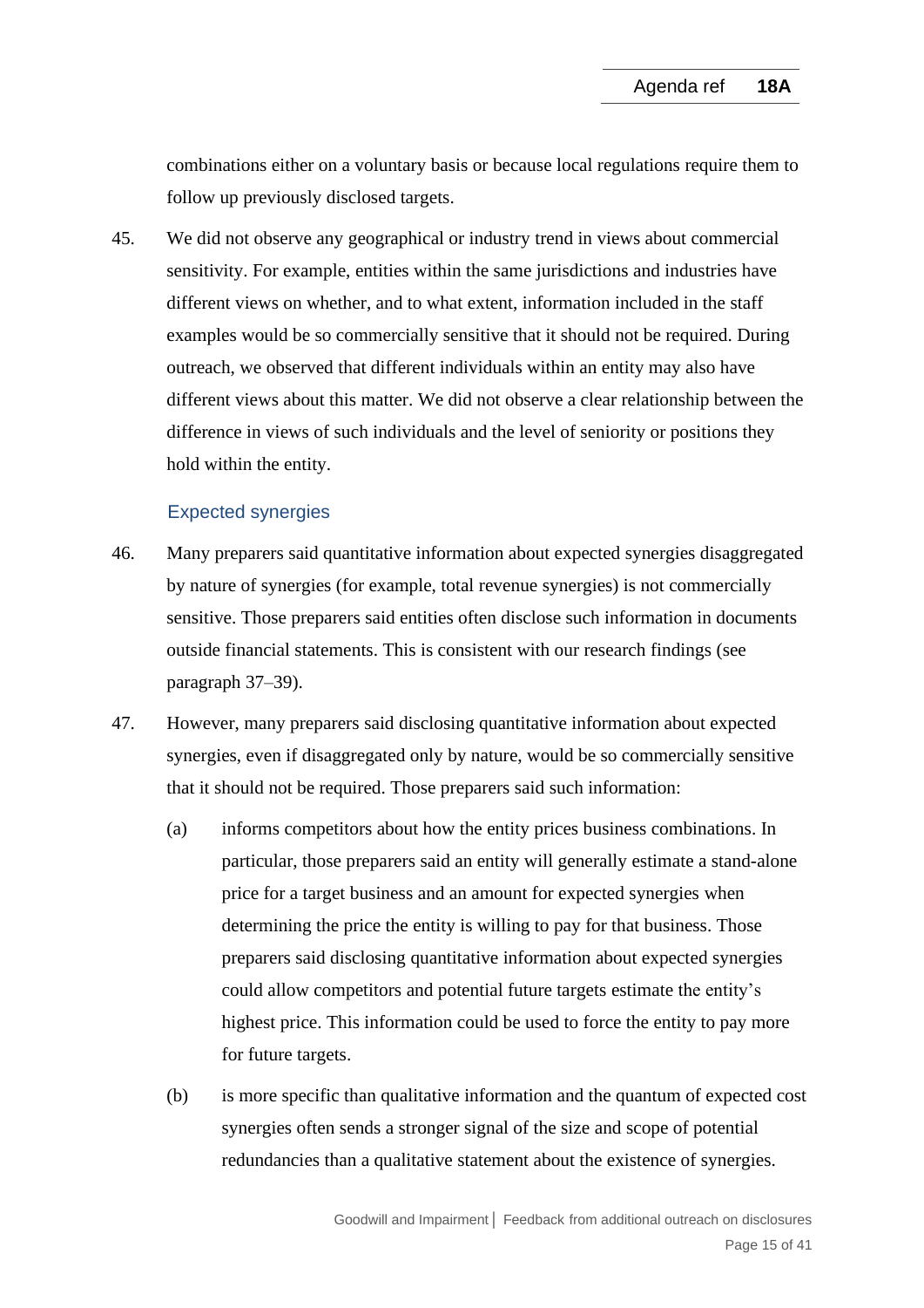combinations either on a voluntary basis or because local regulations require them to follow up previously disclosed targets.

45. We did not observe any geographical or industry trend in views about commercial sensitivity. For example, entities within the same jurisdictions and industries have different views on whether, and to what extent, information included in the staff examples would be so commercially sensitive that it should not be required. During outreach, we observed that different individuals within an entity may also have different views about this matter. We did not observe a clear relationship between the difference in views of such individuals and the level of seniority or positions they hold within the entity.

### Expected synergies

46. Many preparers said quantitative information about expected synergies disaggregated by nature of synergies (for example, total revenue synergies) is not commercially sensitive. Those preparers said entities often disclose such information in documents outside financial statements. This is consistent with our research findings (see paragraph 37–39).

47. However, many preparers said disclosing quantitative information about expected synergies, even if disaggregated only by nature, would be so commercially sensitive that it should not be required. Those preparers said such information:

    (a) informs competitors about how the entity prices business combinations. In particular, those preparers said an entity will generally estimate a stand-alone price for a target business and an amount for expected synergies when determining the price the entity is willing to pay for that business. Those preparers said disclosing quantitative information about expected synergies could allow competitors and potential future targets estimate the entity's highest price. This information could be used to force the entity to pay more for future targets.

    (b) is more specific than qualitative information and the quantum of expected cost synergies often sends a stronger signal of the size and scope of potential redundancies than a qualitative statement about the existence of synergies.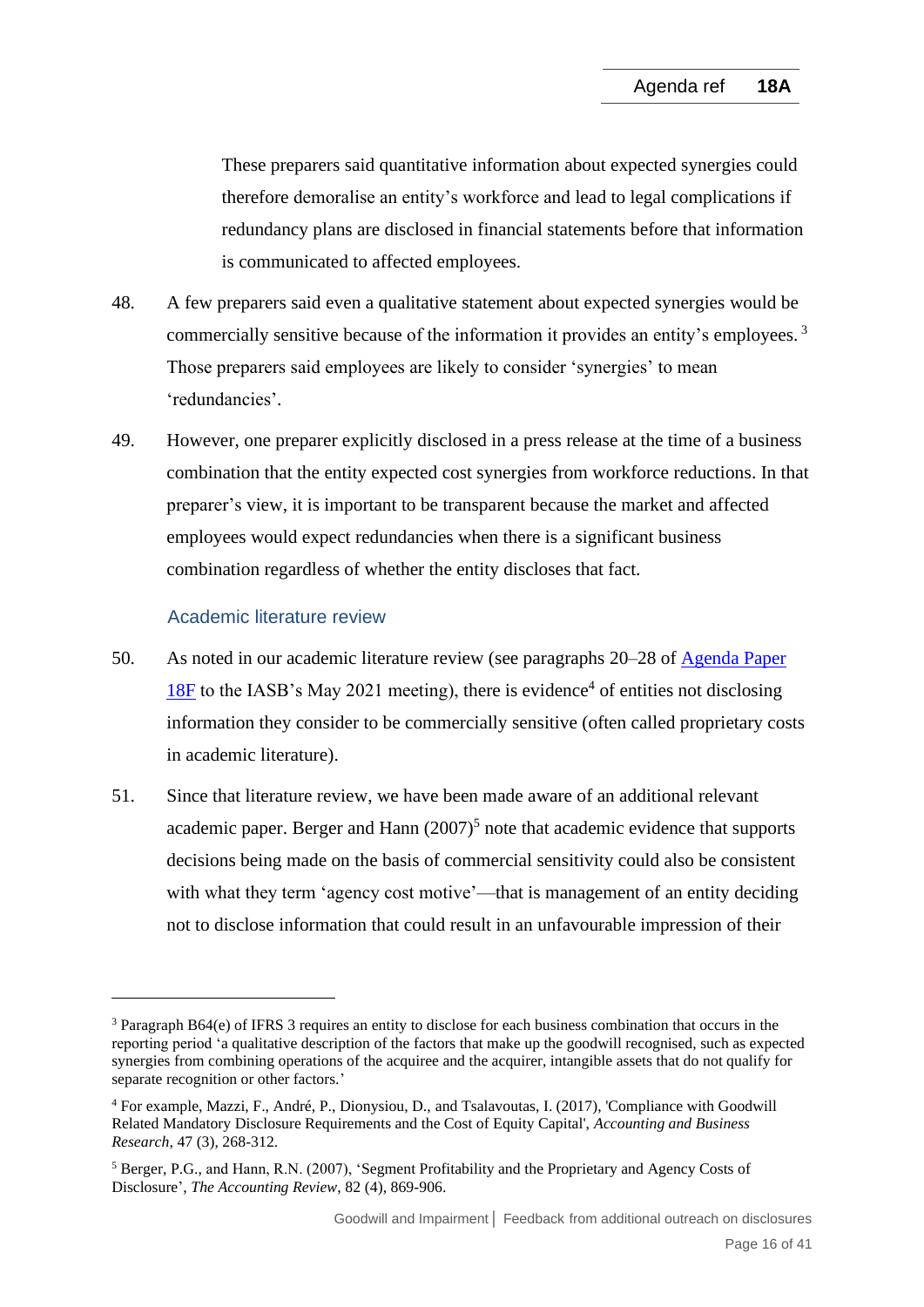These preparers said quantitative information about expected synergies could therefore demoralise an entity's workforce and lead to legal complications if redundancy plans are disclosed in financial statements before that information is communicated to affected employees.

48. A few preparers said even a qualitative statement about expected synergies would be commercially sensitive because of the information it provides an entity's employees.[3] Those preparers said employees are likely to consider 'synergies' to mean 'redundancies'.

49. However, one preparer explicitly disclosed in a press release at the time of a business combination that the entity expected cost synergies from workforce reductions. In that preparer's view, it is important to be transparent because the market and affected employees would expect redundancies when there is a significant business combination regardless of whether the entity discloses that fact.

### Academic literature review

50. As noted in our academic literature review (see paragraphs 20–28 of Agenda Paper 18F to the IASB's May 2021 meeting), there is evidence[4] of entities not disclosing information they consider to be commercially sensitive (often called proprietary costs in academic literature).

51. Since that literature review, we have been made aware of an additional relevant academic paper. Berger and Hann (2007)[5] note that academic evidence that supports decisions being made on the basis of commercial sensitivity could also be consistent with what they term 'agency cost motive'—that is management of an entity deciding not to disclose information that could result in an unfavourable impression of their

---

[3] Paragraph B64(e) of IFRS 3 requires an entity to disclose for each business combination that occurs in the reporting period 'a qualitative description of the factors that make up the goodwill recognised, such as expected synergies from combining operations of the acquiree and the acquirer, intangible assets that do not qualify for separate recognition or other factors.'

[4] For example, Mazzi, F., André, P., Dionysiou, D., and Tsalavoutas, I. (2017), 'Compliance with Goodwill Related Mandatory Disclosure Requirements and the Cost of Equity Capital', *Accounting and Business Research*, 47 (3), 268-312.

[5] Berger, P.G., and Hann, R.N. (2007), 'Segment Profitability and the Proprietary and Agency Costs of Disclosure', *The Accounting Review*, 82 (4), 869-906.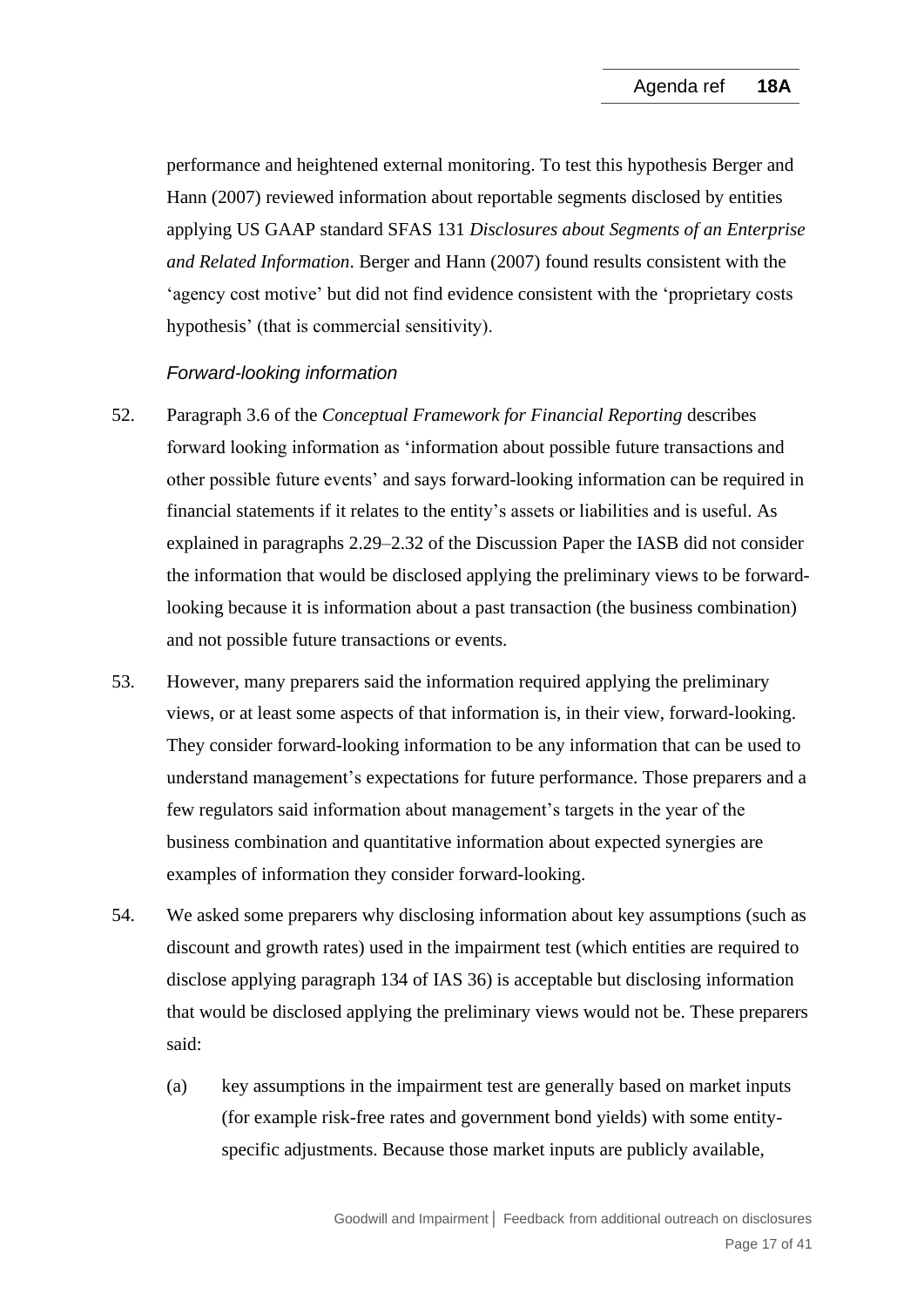performance and heightened external monitoring. To test this hypothesis Berger and Hann (2007) reviewed information about reportable segments disclosed by entities applying US GAAP standard SFAS 131 *Disclosures about Segments of an Enterprise and Related Information*. Berger and Hann (2007) found results consistent with the 'agency cost motive' but did not find evidence consistent with the 'proprietary costs hypothesis' (that is commercial sensitivity).

### *Forward-looking information*

52. Paragraph 3.6 of the *Conceptual Framework for Financial Reporting* describes forward looking information as 'information about possible future transactions and other possible future events' and says forward-looking information can be required in financial statements if it relates to the entity's assets or liabilities and is useful. As explained in paragraphs 2.29–2.32 of the Discussion Paper the IASB did not consider the information that would be disclosed applying the preliminary views to be forward-looking because it is information about a past transaction (the business combination) and not possible future transactions or events.

53. However, many preparers said the information required applying the preliminary views, or at least some aspects of that information is, in their view, forward-looking. They consider forward-looking information to be any information that can be used to understand management's expectations for future performance. Those preparers and a few regulators said information about management's targets in the year of the business combination and quantitative information about expected synergies are examples of information they consider forward-looking.

54. We asked some preparers why disclosing information about key assumptions (such as discount and growth rates) used in the impairment test (which entities are required to disclose applying paragraph 134 of IAS 36) is acceptable but disclosing information that would be disclosed applying the preliminary views would not be. These preparers said:

    (a) key assumptions in the impairment test are generally based on market inputs (for example risk-free rates and government bond yields) with some entity-specific adjustments. Because those market inputs are publicly available,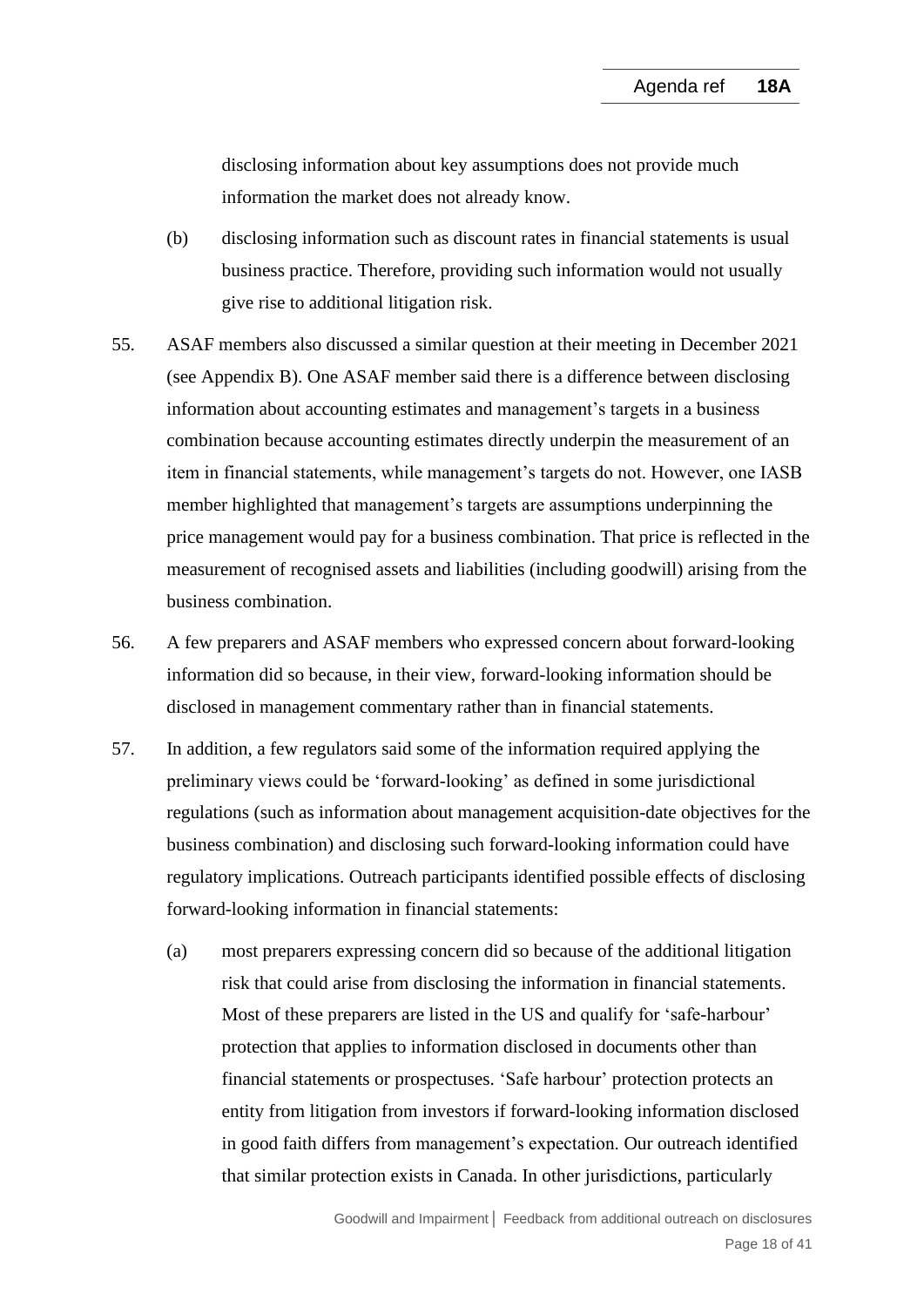disclosing information about key assumptions does not provide much information the market does not already know.

(b) disclosing information such as discount rates in financial statements is usual business practice. Therefore, providing such information would not usually give rise to additional litigation risk.

55. ASAF members also discussed a similar question at their meeting in December 2021 (see Appendix B). One ASAF member said there is a difference between disclosing information about accounting estimates and management's targets in a business combination because accounting estimates directly underpin the measurement of an item in financial statements, while management's targets do not. However, one IASB member highlighted that management's targets are assumptions underpinning the price management would pay for a business combination. That price is reflected in the measurement of recognised assets and liabilities (including goodwill) arising from the business combination.

56. A few preparers and ASAF members who expressed concern about forward-looking information did so because, in their view, forward-looking information should be disclosed in management commentary rather than in financial statements.

57. In addition, a few regulators said some of the information required applying the preliminary views could be 'forward-looking' as defined in some jurisdictional regulations (such as information about management acquisition-date objectives for the business combination) and disclosing such forward-looking information could have regulatory implications. Outreach participants identified possible effects of disclosing forward-looking information in financial statements:

(a) most preparers expressing concern did so because of the additional litigation risk that could arise from disclosing the information in financial statements. Most of these preparers are listed in the US and qualify for 'safe-harbour' protection that applies to information disclosed in documents other than financial statements or prospectuses. 'Safe harbour' protection protects an entity from litigation from investors if forward-looking information disclosed in good faith differs from management's expectation. Our outreach identified that similar protection exists in Canada. In other jurisdictions, particularly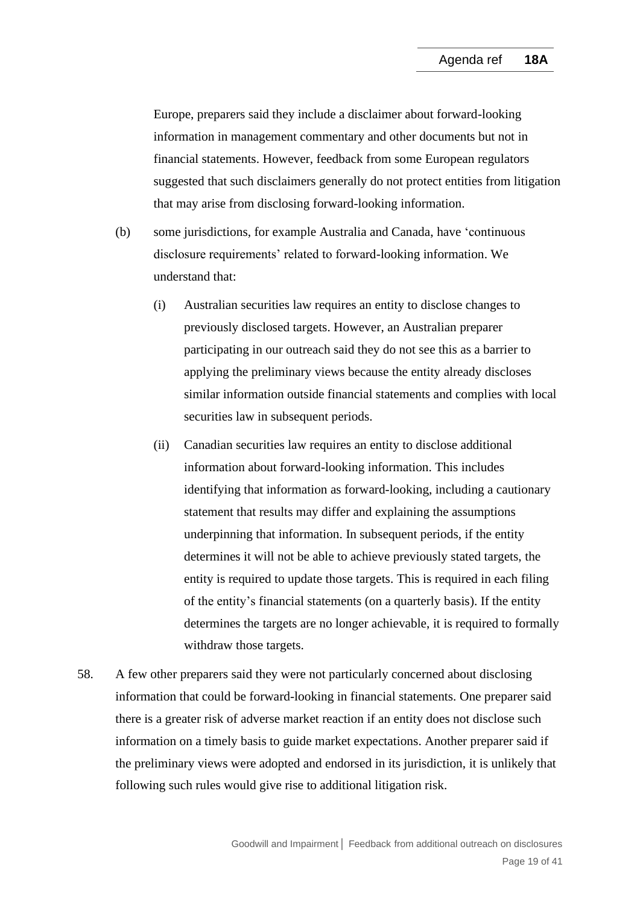Europe, preparers said they include a disclaimer about forward-looking information in management commentary and other documents but not in financial statements. However, feedback from some European regulators suggested that such disclaimers generally do not protect entities from litigation that may arise from disclosing forward-looking information.

(b) some jurisdictions, for example Australia and Canada, have 'continuous disclosure requirements' related to forward-looking information. We understand that:

  (i) Australian securities law requires an entity to disclose changes to previously disclosed targets. However, an Australian preparer participating in our outreach said they do not see this as a barrier to applying the preliminary views because the entity already discloses similar information outside financial statements and complies with local securities law in subsequent periods.

  (ii) Canadian securities law requires an entity to disclose additional information about forward-looking information. This includes identifying that information as forward-looking, including a cautionary statement that results may differ and explaining the assumptions underpinning that information. In subsequent periods, if the entity determines it will not be able to achieve previously stated targets, the entity is required to update those targets. This is required in each filing of the entity's financial statements (on a quarterly basis). If the entity determines the targets are no longer achievable, it is required to formally withdraw those targets.

58. A few other preparers said they were not particularly concerned about disclosing information that could be forward-looking in financial statements. One preparer said there is a greater risk of adverse market reaction if an entity does not disclose such information on a timely basis to guide market expectations. Another preparer said if the preliminary views were adopted and endorsed in its jurisdiction, it is unlikely that following such rules would give rise to additional litigation risk.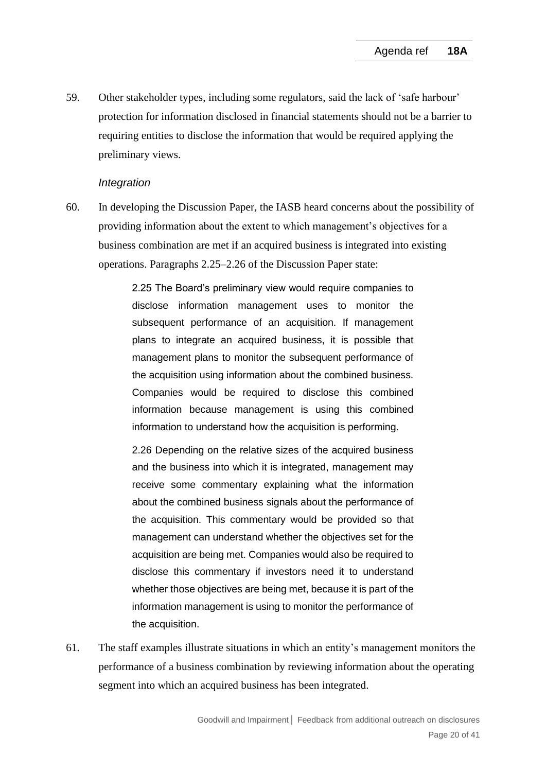59. Other stakeholder types, including some regulators, said the lack of 'safe harbour' protection for information disclosed in financial statements should not be a barrier to requiring entities to disclose the information that would be required applying the preliminary views.

*Integration*

60. In developing the Discussion Paper, the IASB heard concerns about the possibility of providing information about the extent to which management's objectives for a business combination are met if an acquired business is integrated into existing operations. Paragraphs 2.25–2.26 of the Discussion Paper state:

> 2.25 The Board's preliminary view would require companies to disclose information management uses to monitor the subsequent performance of an acquisition. If management plans to integrate an acquired business, it is possible that management plans to monitor the subsequent performance of the acquisition using information about the combined business. Companies would be required to disclose this combined information because management is using this combined information to understand how the acquisition is performing.
>
> 2.26 Depending on the relative sizes of the acquired business and the business into which it is integrated, management may receive some commentary explaining what the information about the combined business signals about the performance of the acquisition. This commentary would be provided so that management can understand whether the objectives set for the acquisition are being met. Companies would also be required to disclose this commentary if investors need it to understand whether those objectives are being met, because it is part of the information management is using to monitor the performance of the acquisition.

61. The staff examples illustrate situations in which an entity's management monitors the performance of a business combination by reviewing information about the operating segment into which an acquired business has been integrated.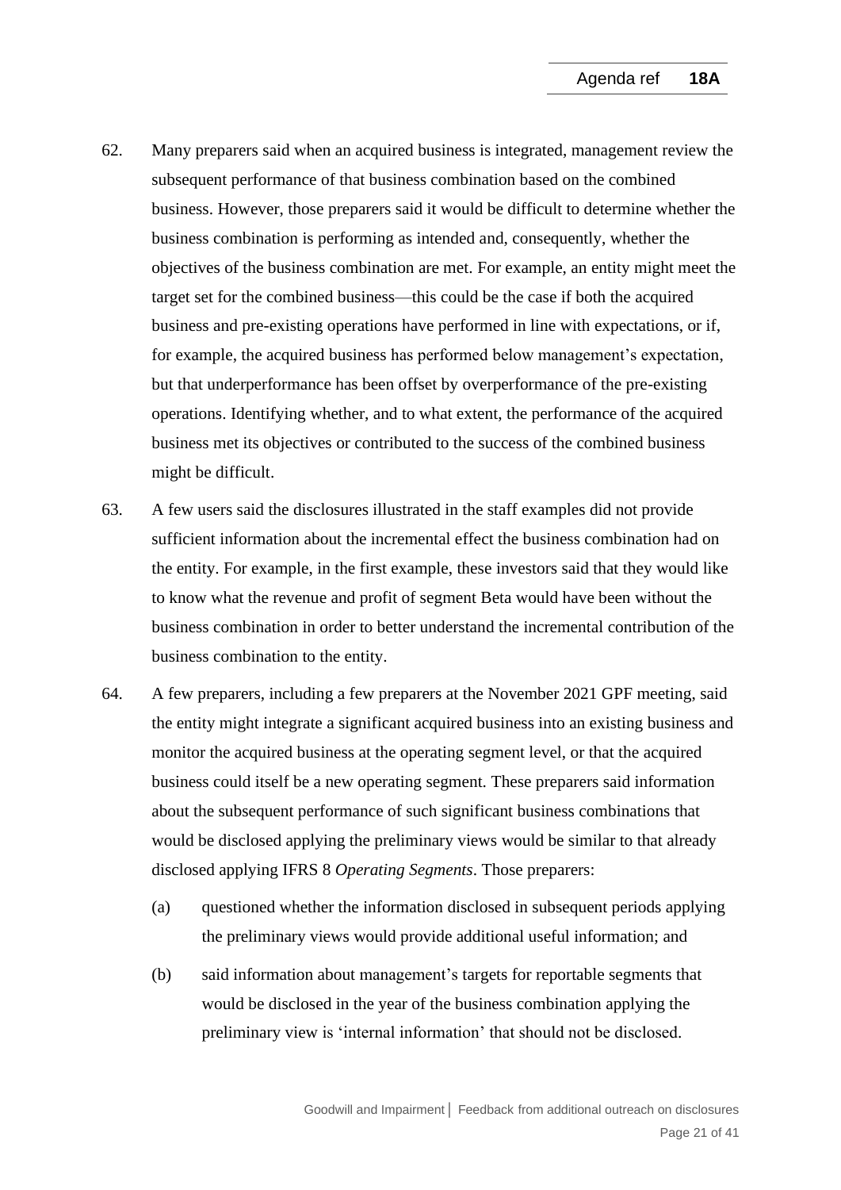62. Many preparers said when an acquired business is integrated, management review the subsequent performance of that business combination based on the combined business. However, those preparers said it would be difficult to determine whether the business combination is performing as intended and, consequently, whether the objectives of the business combination are met. For example, an entity might meet the target set for the combined business—this could be the case if both the acquired business and pre-existing operations have performed in line with expectations, or if, for example, the acquired business has performed below management's expectation, but that underperformance has been offset by overperformance of the pre-existing operations. Identifying whether, and to what extent, the performance of the acquired business met its objectives or contributed to the success of the combined business might be difficult.

63. A few users said the disclosures illustrated in the staff examples did not provide sufficient information about the incremental effect the business combination had on the entity. For example, in the first example, these investors said that they would like to know what the revenue and profit of segment Beta would have been without the business combination in order to better understand the incremental contribution of the business combination to the entity.

64. A few preparers, including a few preparers at the November 2021 GPF meeting, said the entity might integrate a significant acquired business into an existing business and monitor the acquired business at the operating segment level, or that the acquired business could itself be a new operating segment. These preparers said information about the subsequent performance of such significant business combinations that would be disclosed applying the preliminary views would be similar to that already disclosed applying IFRS 8 *Operating Segments*. Those preparers:

    (a) questioned whether the information disclosed in subsequent periods applying the preliminary views would provide additional useful information; and

    (b) said information about management's targets for reportable segments that would be disclosed in the year of the business combination applying the preliminary view is 'internal information' that should not be disclosed.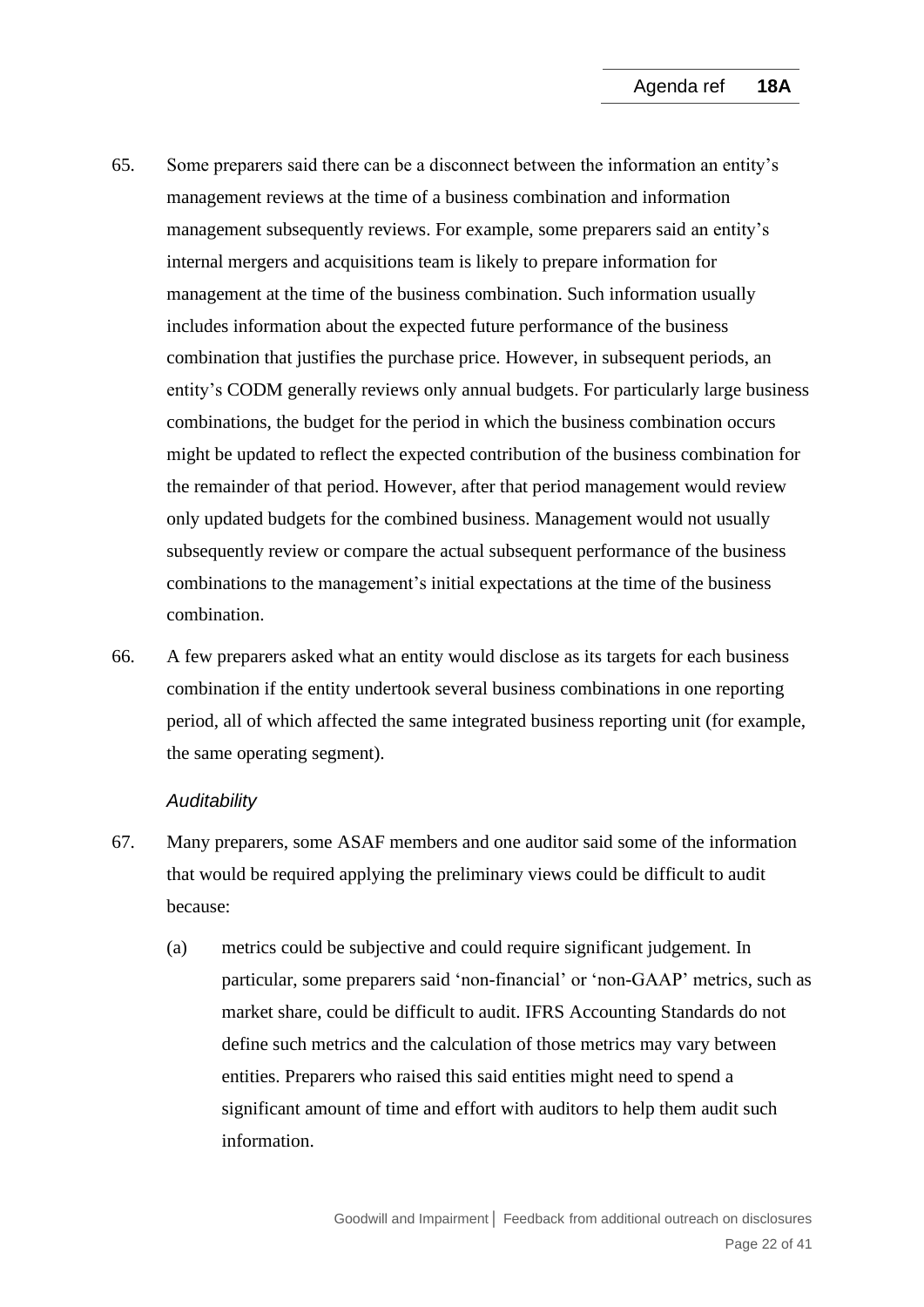65. Some preparers said there can be a disconnect between the information an entity's management reviews at the time of a business combination and information management subsequently reviews. For example, some preparers said an entity's internal mergers and acquisitions team is likely to prepare information for management at the time of the business combination. Such information usually includes information about the expected future performance of the business combination that justifies the purchase price. However, in subsequent periods, an entity's CODM generally reviews only annual budgets. For particularly large business combinations, the budget for the period in which the business combination occurs might be updated to reflect the expected contribution of the business combination for the remainder of that period. However, after that period management would review only updated budgets for the combined business. Management would not usually subsequently review or compare the actual subsequent performance of the business combinations to the management's initial expectations at the time of the business combination.

66. A few preparers asked what an entity would disclose as its targets for each business combination if the entity undertook several business combinations in one reporting period, all of which affected the same integrated business reporting unit (for example, the same operating segment).

*Auditability*

67. Many preparers, some ASAF members and one auditor said some of the information that would be required applying the preliminary views could be difficult to audit because:

    (a) metrics could be subjective and could require significant judgement. In particular, some preparers said 'non-financial' or 'non-GAAP' metrics, such as market share, could be difficult to audit. IFRS Accounting Standards do not define such metrics and the calculation of those metrics may vary between entities. Preparers who raised this said entities might need to spend a significant amount of time and effort with auditors to help them audit such information.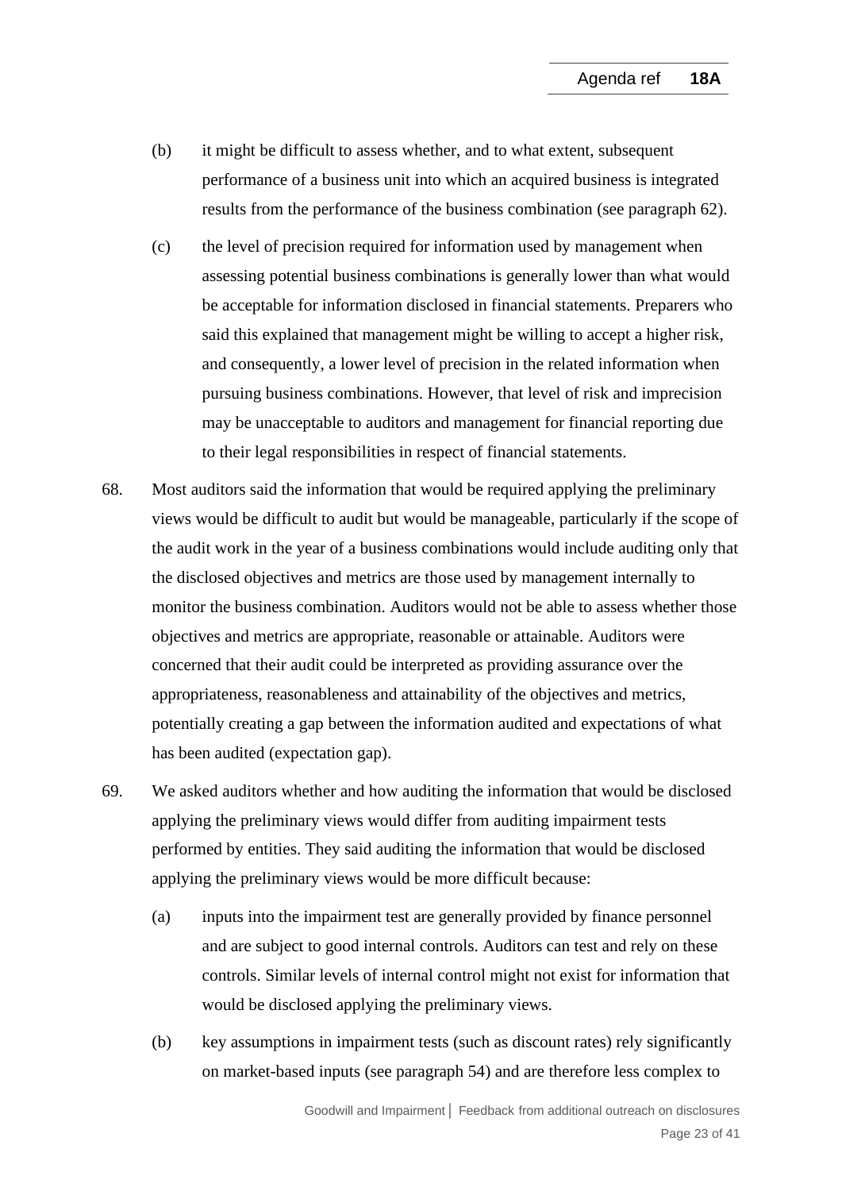(b) it might be difficult to assess whether, and to what extent, subsequent performance of a business unit into which an acquired business is integrated results from the performance of the business combination (see paragraph 62).

(c) the level of precision required for information used by management when assessing potential business combinations is generally lower than what would be acceptable for information disclosed in financial statements. Preparers who said this explained that management might be willing to accept a higher risk, and consequently, a lower level of precision in the related information when pursuing business combinations. However, that level of risk and imprecision may be unacceptable to auditors and management for financial reporting due to their legal responsibilities in respect of financial statements.

68. Most auditors said the information that would be required applying the preliminary views would be difficult to audit but would be manageable, particularly if the scope of the audit work in the year of a business combinations would include auditing only that the disclosed objectives and metrics are those used by management internally to monitor the business combination. Auditors would not be able to assess whether those objectives and metrics are appropriate, reasonable or attainable. Auditors were concerned that their audit could be interpreted as providing assurance over the appropriateness, reasonableness and attainability of the objectives and metrics, potentially creating a gap between the information audited and expectations of what has been audited (expectation gap).

69. We asked auditors whether and how auditing the information that would be disclosed applying the preliminary views would differ from auditing impairment tests performed by entities. They said auditing the information that would be disclosed applying the preliminary views would be more difficult because:

(a) inputs into the impairment test are generally provided by finance personnel and are subject to good internal controls. Auditors can test and rely on these controls. Similar levels of internal control might not exist for information that would be disclosed applying the preliminary views.

(b) key assumptions in impairment tests (such as discount rates) rely significantly on market-based inputs (see paragraph 54) and are therefore less complex to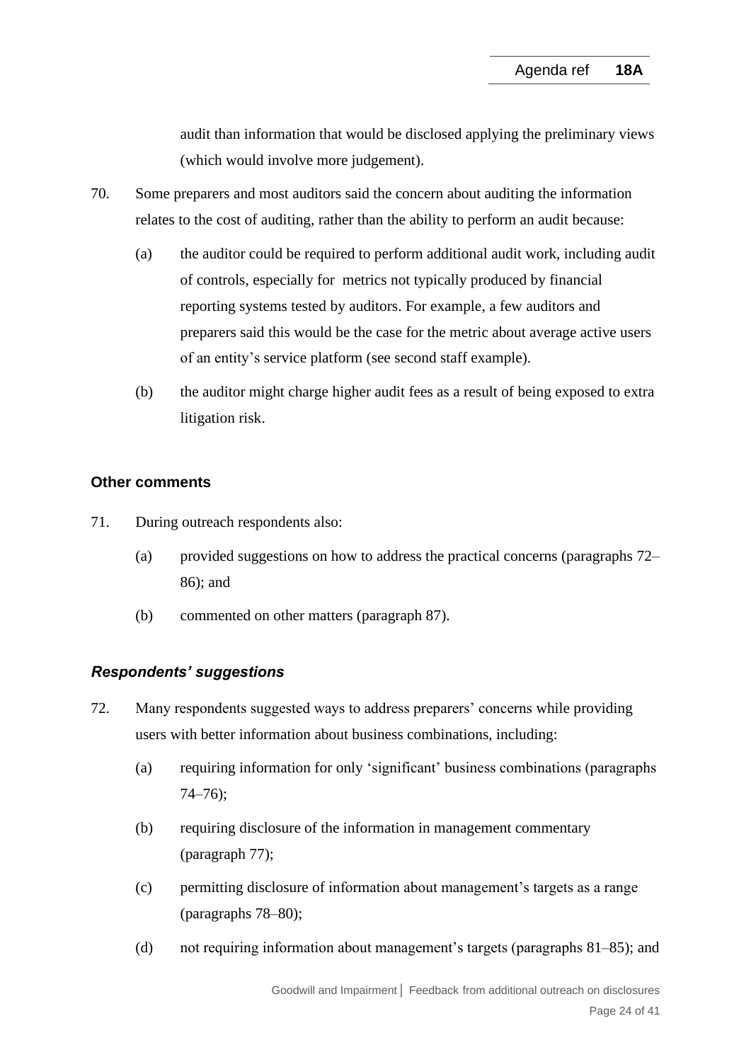audit than information that would be disclosed applying the preliminary views (which would involve more judgement).

70. Some preparers and most auditors said the concern about auditing the information relates to the cost of auditing, rather than the ability to perform an audit because:

    (a) the auditor could be required to perform additional audit work, including audit of controls, especially for metrics not typically produced by financial reporting systems tested by auditors. For example, a few auditors and preparers said this would be the case for the metric about average active users of an entity's service platform (see second staff example).

    (b) the auditor might charge higher audit fees as a result of being exposed to extra litigation risk.

### Other comments

71. During outreach respondents also:

    (a) provided suggestions on how to address the practical concerns (paragraphs 72–86); and

    (b) commented on other matters (paragraph 87).

#### *Respondents' suggestions*

72. Many respondents suggested ways to address preparers' concerns while providing users with better information about business combinations, including:

    (a) requiring information for only 'significant' business combinations (paragraphs 74–76);

    (b) requiring disclosure of the information in management commentary (paragraph 77);

    (c) permitting disclosure of information about management's targets as a range (paragraphs 78–80);

    (d) not requiring information about management's targets (paragraphs 81–85); and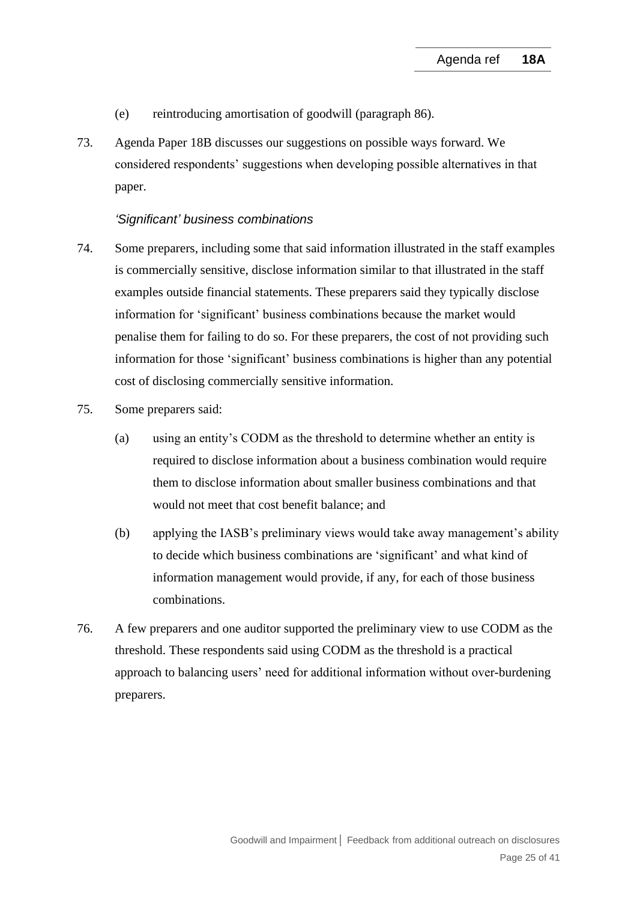(e) reintroducing amortisation of goodwill (paragraph 86).

73. Agenda Paper 18B discusses our suggestions on possible ways forward. We considered respondents' suggestions when developing possible alternatives in that paper.

*'Significant' business combinations*

74. Some preparers, including some that said information illustrated in the staff examples is commercially sensitive, disclose information similar to that illustrated in the staff examples outside financial statements. These preparers said they typically disclose information for 'significant' business combinations because the market would penalise them for failing to do so. For these preparers, the cost of not providing such information for those 'significant' business combinations is higher than any potential cost of disclosing commercially sensitive information.

75. Some preparers said:

   (a) using an entity's CODM as the threshold to determine whether an entity is required to disclose information about a business combination would require them to disclose information about smaller business combinations and that would not meet that cost benefit balance; and

   (b) applying the IASB's preliminary views would take away management's ability to decide which business combinations are 'significant' and what kind of information management would provide, if any, for each of those business combinations.

76. A few preparers and one auditor supported the preliminary view to use CODM as the threshold. These respondents said using CODM as the threshold is a practical approach to balancing users' need for additional information without over-burdening preparers.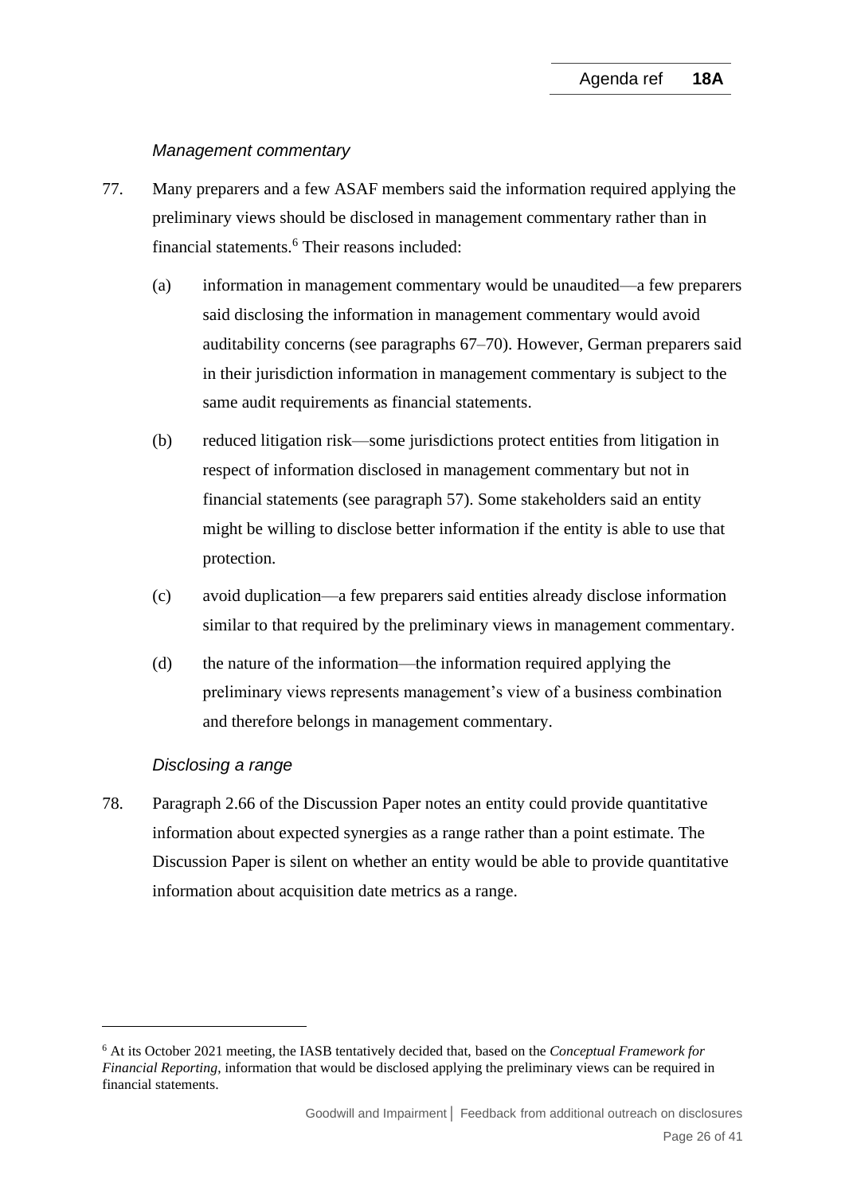*Management commentary*

77. Many preparers and a few ASAF members said the information required applying the preliminary views should be disclosed in management commentary rather than in financial statements.[6] Their reasons included:

    (a) information in management commentary would be unaudited—a few preparers said disclosing the information in management commentary would avoid auditability concerns (see paragraphs 67–70). However, German preparers said in their jurisdiction information in management commentary is subject to the same audit requirements as financial statements.

    (b) reduced litigation risk—some jurisdictions protect entities from litigation in respect of information disclosed in management commentary but not in financial statements (see paragraph 57). Some stakeholders said an entity might be willing to disclose better information if the entity is able to use that protection.

    (c) avoid duplication—a few preparers said entities already disclose information similar to that required by the preliminary views in management commentary.

    (d) the nature of the information—the information required applying the preliminary views represents management's view of a business combination and therefore belongs in management commentary.

*Disclosing a range*

78. Paragraph 2.66 of the Discussion Paper notes an entity could provide quantitative information about expected synergies as a range rather than a point estimate. The Discussion Paper is silent on whether an entity would be able to provide quantitative information about acquisition date metrics as a range.

---

[6] At its October 2021 meeting, the IASB tentatively decided that, based on the *Conceptual Framework for Financial Reporting*, information that would be disclosed applying the preliminary views can be required in financial statements.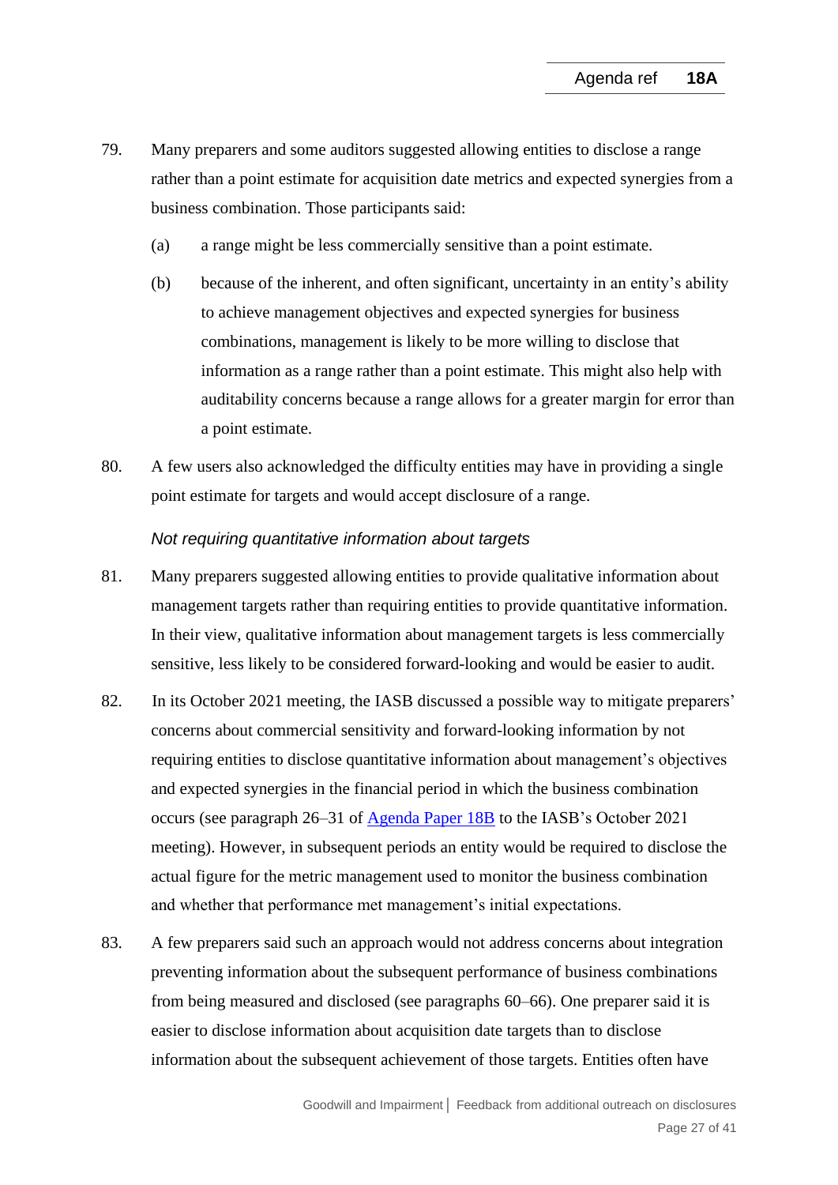79. Many preparers and some auditors suggested allowing entities to disclose a range rather than a point estimate for acquisition date metrics and expected synergies from a business combination. Those participants said:

    (a) a range might be less commercially sensitive than a point estimate.

    (b) because of the inherent, and often significant, uncertainty in an entity's ability to achieve management objectives and expected synergies for business combinations, management is likely to be more willing to disclose that information as a range rather than a point estimate. This might also help with auditability concerns because a range allows for a greater margin for error than a point estimate.

80. A few users also acknowledged the difficulty entities may have in providing a single point estimate for targets and would accept disclosure of a range.

*Not requiring quantitative information about targets*

81. Many preparers suggested allowing entities to provide qualitative information about management targets rather than requiring entities to provide quantitative information. In their view, qualitative information about management targets is less commercially sensitive, less likely to be considered forward-looking and would be easier to audit.

82. In its October 2021 meeting, the IASB discussed a possible way to mitigate preparers' concerns about commercial sensitivity and forward-looking information by not requiring entities to disclose quantitative information about management's objectives and expected synergies in the financial period in which the business combination occurs (see paragraph 26–31 of Agenda Paper 18B to the IASB's October 2021 meeting). However, in subsequent periods an entity would be required to disclose the actual figure for the metric management used to monitor the business combination and whether that performance met management's initial expectations.

83. A few preparers said such an approach would not address concerns about integration preventing information about the subsequent performance of business combinations from being measured and disclosed (see paragraphs 60–66). One preparer said it is easier to disclose information about acquisition date targets than to disclose information about the subsequent achievement of those targets. Entities often have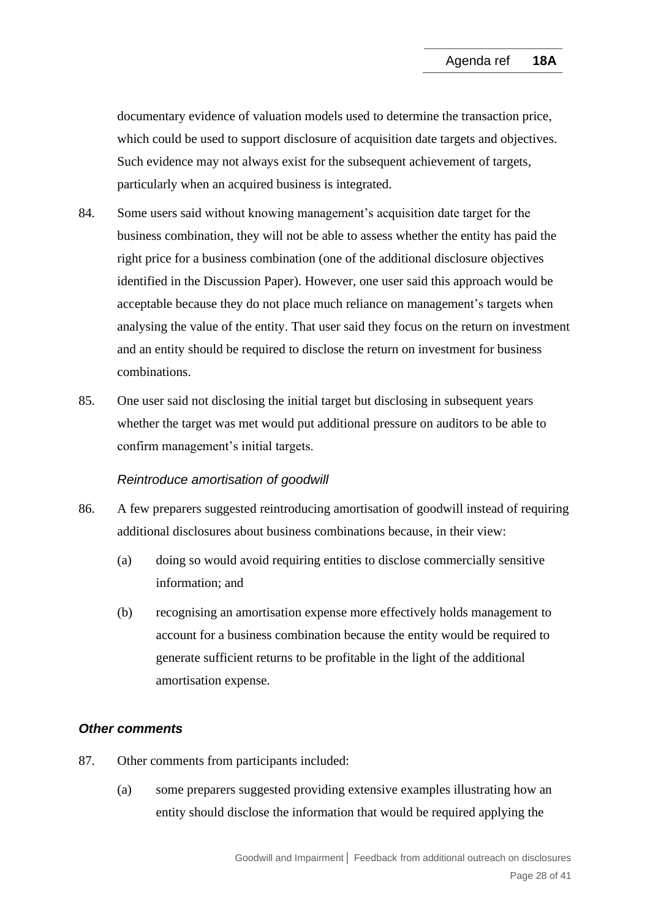documentary evidence of valuation models used to determine the transaction price, which could be used to support disclosure of acquisition date targets and objectives. Such evidence may not always exist for the subsequent achievement of targets, particularly when an acquired business is integrated.

84. Some users said without knowing management's acquisition date target for the business combination, they will not be able to assess whether the entity has paid the right price for a business combination (one of the additional disclosure objectives identified in the Discussion Paper). However, one user said this approach would be acceptable because they do not place much reliance on management's targets when analysing the value of the entity. That user said they focus on the return on investment and an entity should be required to disclose the return on investment for business combinations.

85. One user said not disclosing the initial target but disclosing in subsequent years whether the target was met would put additional pressure on auditors to be able to confirm management's initial targets.

*Reintroduce amortisation of goodwill*

86. A few preparers suggested reintroducing amortisation of goodwill instead of requiring additional disclosures about business combinations because, in their view:

    (a) doing so would avoid requiring entities to disclose commercially sensitive information; and

    (b) recognising an amortisation expense more effectively holds management to account for a business combination because the entity would be required to generate sufficient returns to be profitable in the light of the additional amortisation expense.

### *Other comments*

87. Other comments from participants included:

    (a) some preparers suggested providing extensive examples illustrating how an entity should disclose the information that would be required applying the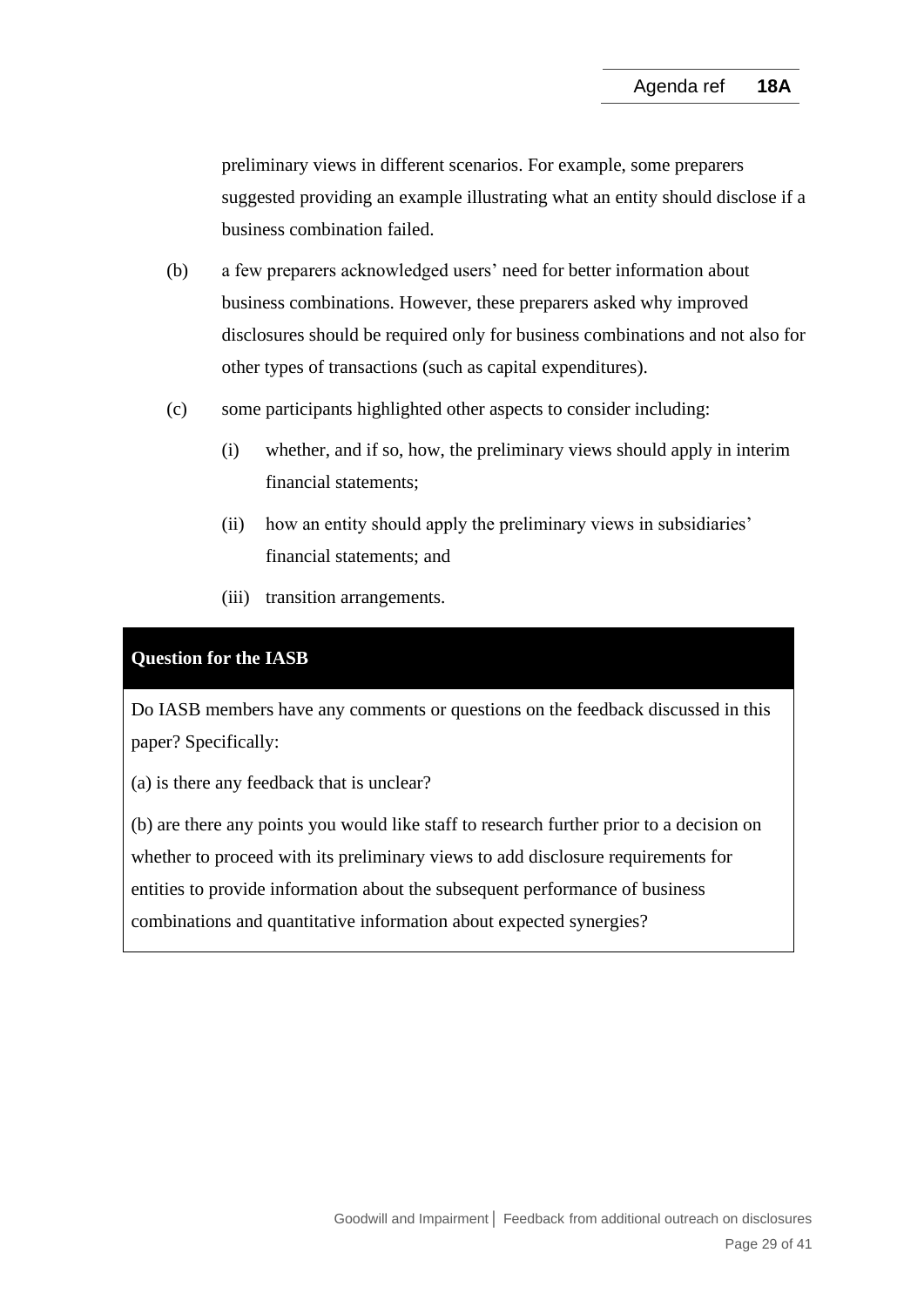preliminary views in different scenarios. For example, some preparers suggested providing an example illustrating what an entity should disclose if a business combination failed.

(b) a few preparers acknowledged users' need for better information about business combinations. However, these preparers asked why improved disclosures should be required only for business combinations and not also for other types of transactions (such as capital expenditures).

(c) some participants highlighted other aspects to consider including:

   (i) whether, and if so, how, the preliminary views should apply in interim financial statements;

   (ii) how an entity should apply the preliminary views in subsidiaries' financial statements; and

   (iii) transition arrangements.

**Question for the IASB**

Do IASB members have any comments or questions on the feedback discussed in this paper? Specifically:

(a) is there any feedback that is unclear?

(b) are there any points you would like staff to research further prior to a decision on whether to proceed with its preliminary views to add disclosure requirements for entities to provide information about the subsequent performance of business combinations and quantitative information about expected synergies?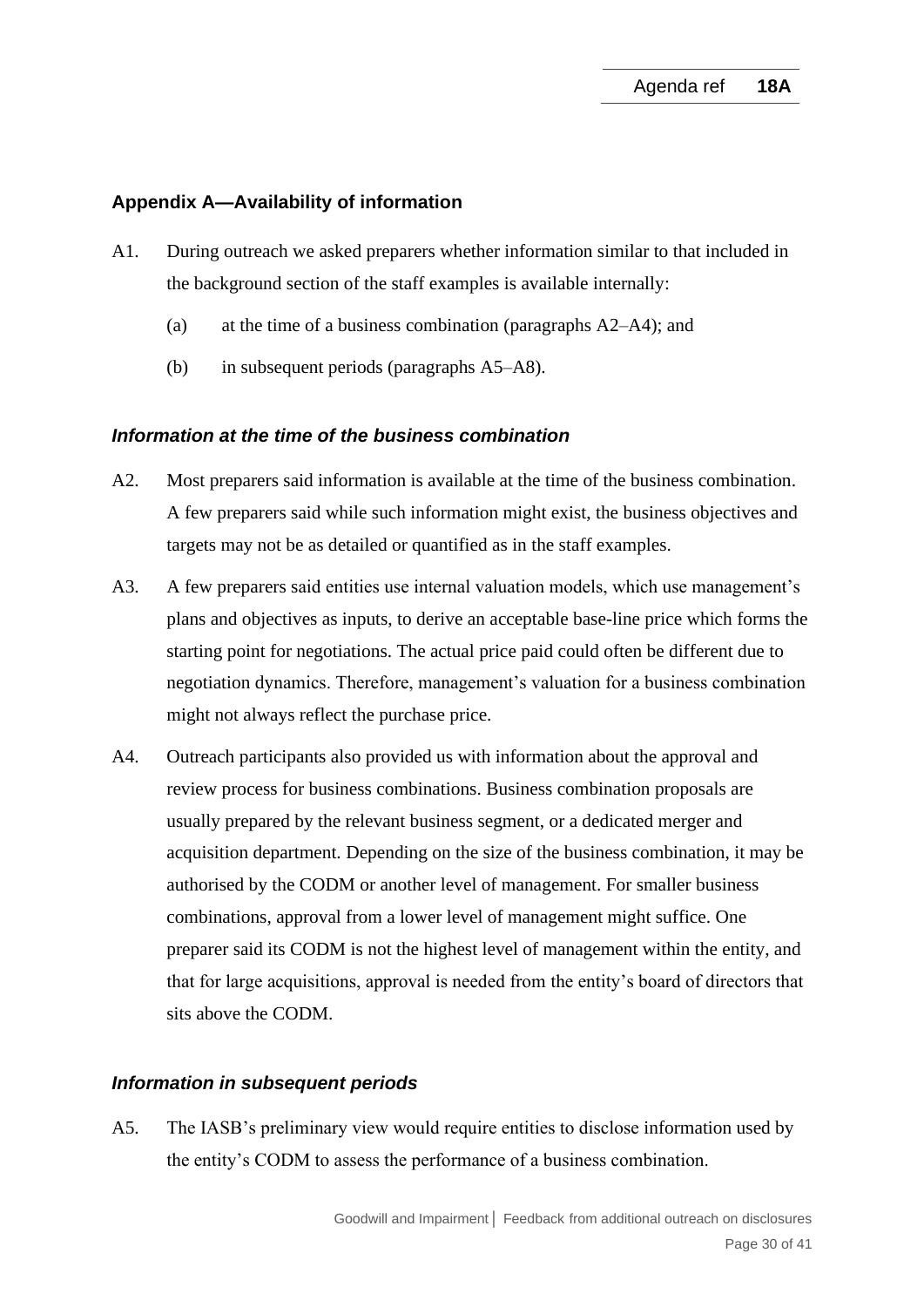## Appendix A—Availability of information

A1. During outreach we asked preparers whether information similar to that included in the background section of the staff examples is available internally:

(a) at the time of a business combination (paragraphs A2–A4); and

(b) in subsequent periods (paragraphs A5–A8).

### *Information at the time of the business combination*

A2. Most preparers said information is available at the time of the business combination. A few preparers said while such information might exist, the business objectives and targets may not be as detailed or quantified as in the staff examples.

A3. A few preparers said entities use internal valuation models, which use management's plans and objectives as inputs, to derive an acceptable base-line price which forms the starting point for negotiations. The actual price paid could often be different due to negotiation dynamics. Therefore, management's valuation for a business combination might not always reflect the purchase price.

A4. Outreach participants also provided us with information about the approval and review process for business combinations. Business combination proposals are usually prepared by the relevant business segment, or a dedicated merger and acquisition department. Depending on the size of the business combination, it may be authorised by the CODM or another level of management. For smaller business combinations, approval from a lower level of management might suffice. One preparer said its CODM is not the highest level of management within the entity, and that for large acquisitions, approval is needed from the entity's board of directors that sits above the CODM.

### *Information in subsequent periods*

A5. The IASB's preliminary view would require entities to disclose information used by the entity's CODM to assess the performance of a business combination.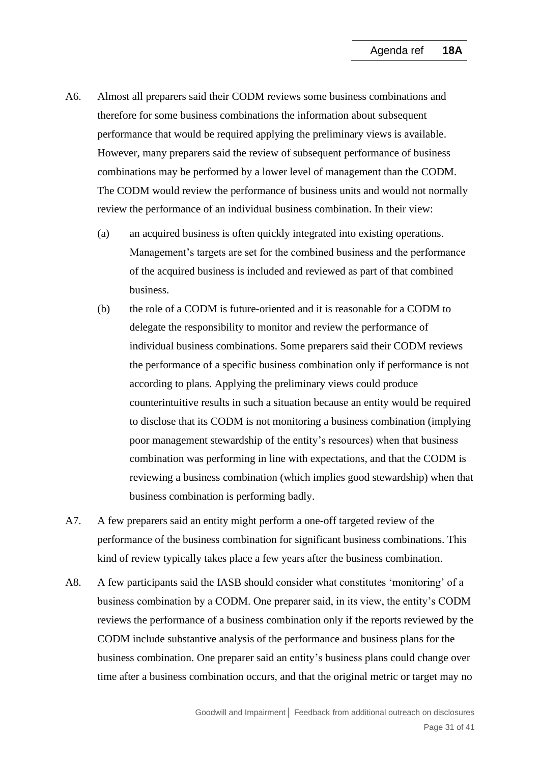A6. Almost all preparers said their CODM reviews some business combinations and therefore for some business combinations the information about subsequent performance that would be required applying the preliminary views is available. However, many preparers said the review of subsequent performance of business combinations may be performed by a lower level of management than the CODM. The CODM would review the performance of business units and would not normally review the performance of an individual business combination. In their view:

   (a) an acquired business is often quickly integrated into existing operations. Management's targets are set for the combined business and the performance of the acquired business is included and reviewed as part of that combined business.

   (b) the role of a CODM is future-oriented and it is reasonable for a CODM to delegate the responsibility to monitor and review the performance of individual business combinations. Some preparers said their CODM reviews the performance of a specific business combination only if performance is not according to plans. Applying the preliminary views could produce counterintuitive results in such a situation because an entity would be required to disclose that its CODM is not monitoring a business combination (implying poor management stewardship of the entity's resources) when that business combination was performing in line with expectations, and that the CODM is reviewing a business combination (which implies good stewardship) when that business combination is performing badly.

A7. A few preparers said an entity might perform a one-off targeted review of the performance of the business combination for significant business combinations. This kind of review typically takes place a few years after the business combination.

A8. A few participants said the IASB should consider what constitutes 'monitoring' of a business combination by a CODM. One preparer said, in its view, the entity's CODM reviews the performance of a business combination only if the reports reviewed by the CODM include substantive analysis of the performance and business plans for the business combination. One preparer said an entity's business plans could change over time after a business combination occurs, and that the original metric or target may no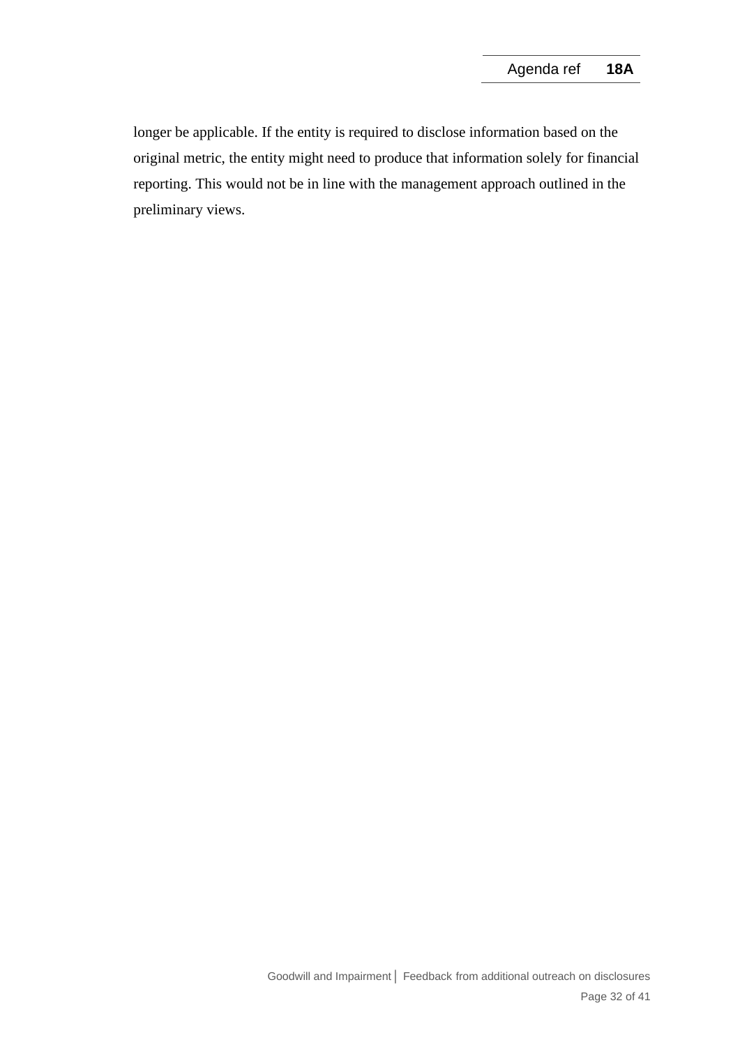longer be applicable. If the entity is required to disclose information based on the original metric, the entity might need to produce that information solely for financial reporting. This would not be in line with the management approach outlined in the preliminary views.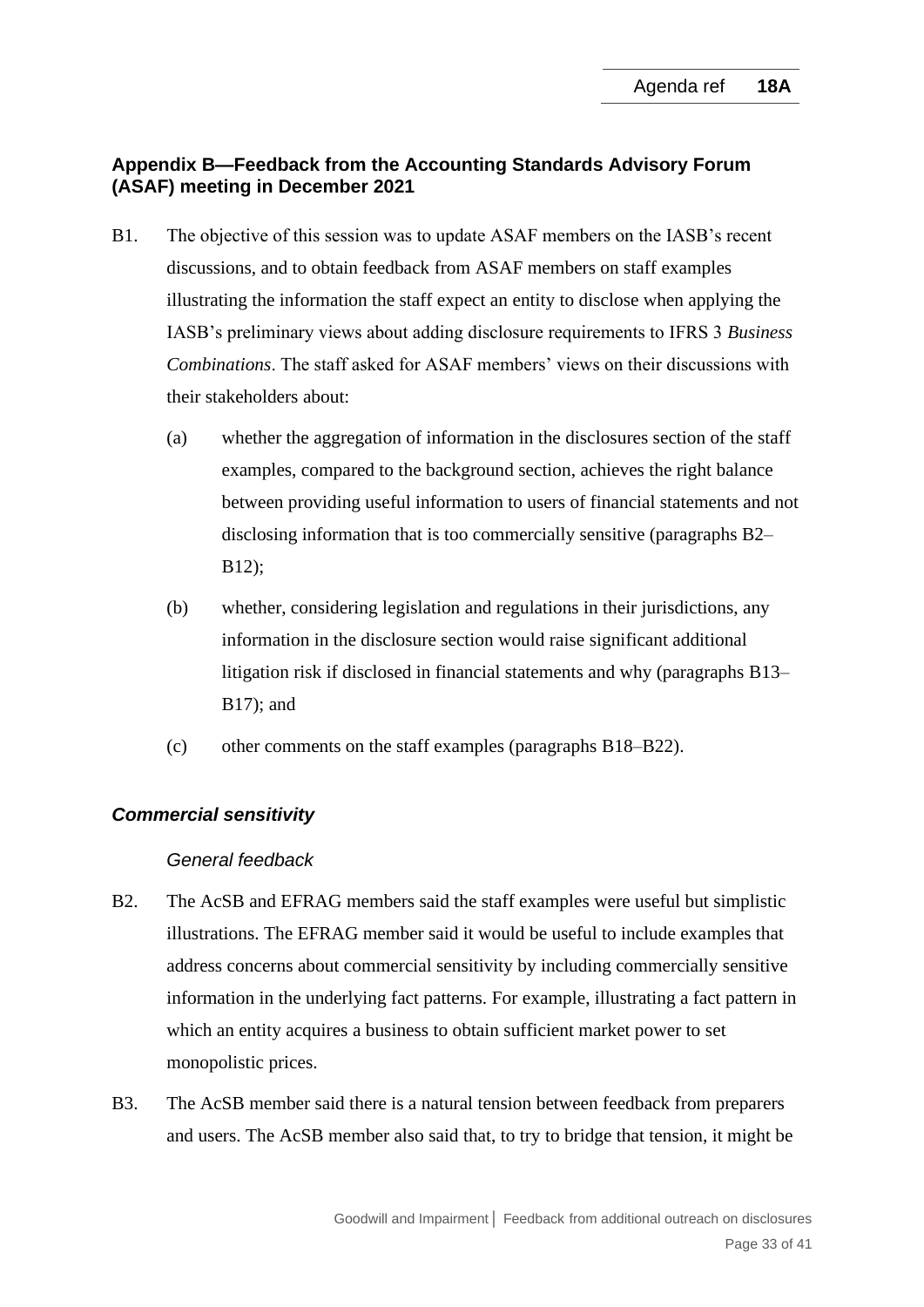## Appendix B—Feedback from the Accounting Standards Advisory Forum (ASAF) meeting in December 2021

B1. The objective of this session was to update ASAF members on the IASB's recent discussions, and to obtain feedback from ASAF members on staff examples illustrating the information the staff expect an entity to disclose when applying the IASB's preliminary views about adding disclosure requirements to IFRS 3 *Business Combinations*. The staff asked for ASAF members' views on their discussions with their stakeholders about:

- (a) whether the aggregation of information in the disclosures section of the staff examples, compared to the background section, achieves the right balance between providing useful information to users of financial statements and not disclosing information that is too commercially sensitive (paragraphs B2–B12);
- (b) whether, considering legislation and regulations in their jurisdictions, any information in the disclosure section would raise significant additional litigation risk if disclosed in financial statements and why (paragraphs B13–B17); and
- (c) other comments on the staff examples (paragraphs B18–B22).

### *Commercial sensitivity*

#### *General feedback*

B2. The AcSB and EFRAG members said the staff examples were useful but simplistic illustrations. The EFRAG member said it would be useful to include examples that address concerns about commercial sensitivity by including commercially sensitive information in the underlying fact patterns. For example, illustrating a fact pattern in which an entity acquires a business to obtain sufficient market power to set monopolistic prices.

B3. The AcSB member said there is a natural tension between feedback from preparers and users. The AcSB member also said that, to try to bridge that tension, it might be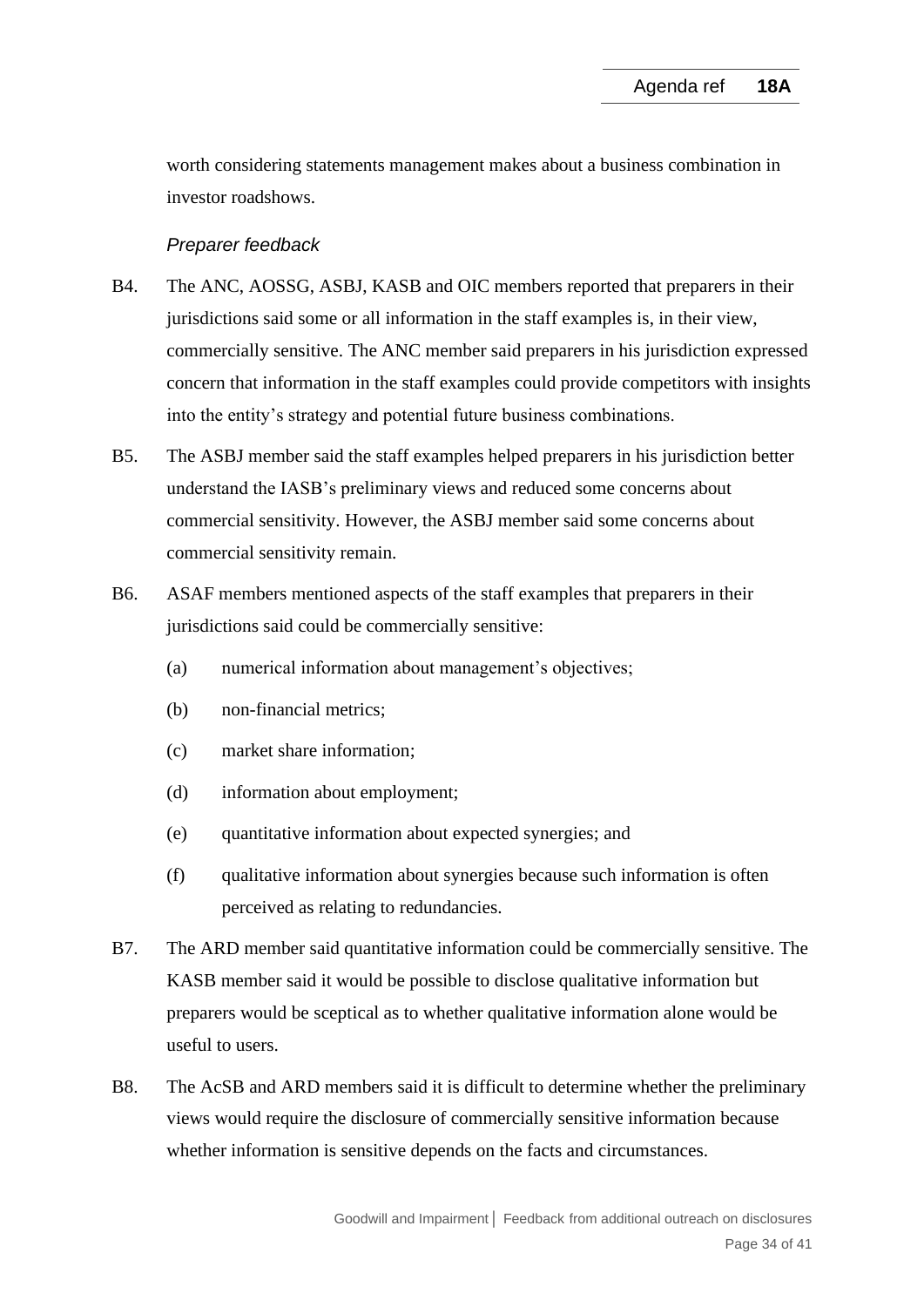worth considering statements management makes about a business combination in investor roadshows.

*Preparer feedback*

B4. The ANC, AOSSG, ASBJ, KASB and OIC members reported that preparers in their jurisdictions said some or all information in the staff examples is, in their view, commercially sensitive. The ANC member said preparers in his jurisdiction expressed concern that information in the staff examples could provide competitors with insights into the entity's strategy and potential future business combinations.

B5. The ASBJ member said the staff examples helped preparers in his jurisdiction better understand the IASB's preliminary views and reduced some concerns about commercial sensitivity. However, the ASBJ member said some concerns about commercial sensitivity remain.

B6. ASAF members mentioned aspects of the staff examples that preparers in their jurisdictions said could be commercially sensitive:

(a) numerical information about management's objectives;

(b) non-financial metrics;

(c) market share information;

(d) information about employment;

(e) quantitative information about expected synergies; and

(f) qualitative information about synergies because such information is often perceived as relating to redundancies.

B7. The ARD member said quantitative information could be commercially sensitive. The KASB member said it would be possible to disclose qualitative information but preparers would be sceptical as to whether qualitative information alone would be useful to users.

B8. The AcSB and ARD members said it is difficult to determine whether the preliminary views would require the disclosure of commercially sensitive information because whether information is sensitive depends on the facts and circumstances.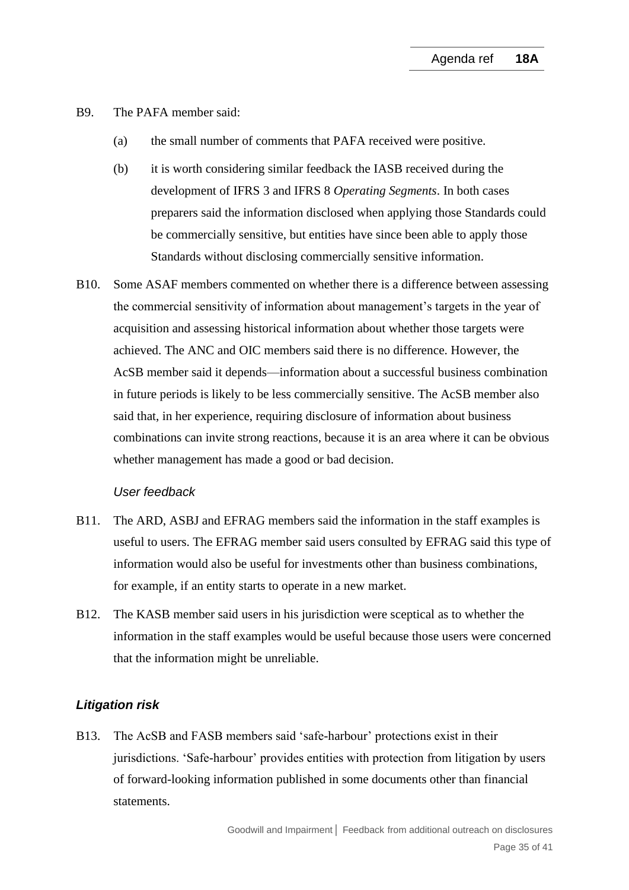B9. The PAFA member said:

(a) the small number of comments that PAFA received were positive.

(b) it is worth considering similar feedback the IASB received during the development of IFRS 3 and IFRS 8 *Operating Segments*. In both cases preparers said the information disclosed when applying those Standards could be commercially sensitive, but entities have since been able to apply those Standards without disclosing commercially sensitive information.

B10. Some ASAF members commented on whether there is a difference between assessing the commercial sensitivity of information about management's targets in the year of acquisition and assessing historical information about whether those targets were achieved. The ANC and OIC members said there is no difference. However, the AcSB member said it depends—information about a successful business combination in future periods is likely to be less commercially sensitive. The AcSB member also said that, in her experience, requiring disclosure of information about business combinations can invite strong reactions, because it is an area where it can be obvious whether management has made a good or bad decision.

*User feedback*

B11. The ARD, ASBJ and EFRAG members said the information in the staff examples is useful to users. The EFRAG member said users consulted by EFRAG said this type of information would also be useful for investments other than business combinations, for example, if an entity starts to operate in a new market.

B12. The KASB member said users in his jurisdiction were sceptical as to whether the information in the staff examples would be useful because those users were concerned that the information might be unreliable.

### *Litigation risk*

B13. The AcSB and FASB members said 'safe-harbour' protections exist in their jurisdictions. 'Safe-harbour' provides entities with protection from litigation by users of forward-looking information published in some documents other than financial statements.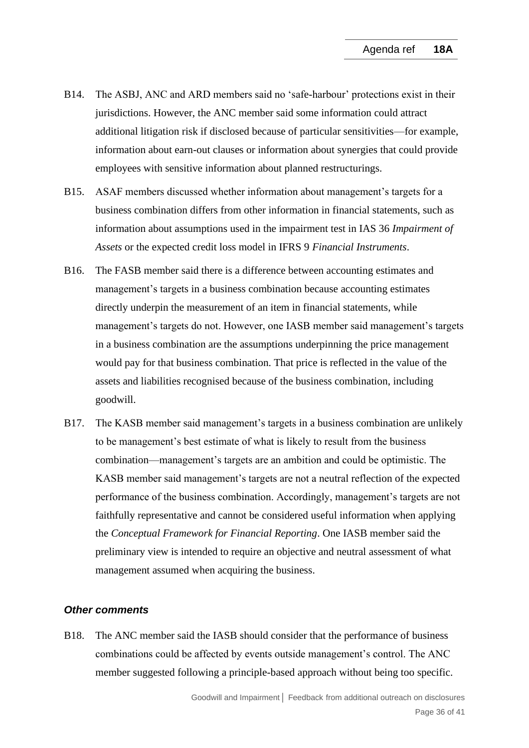B14. The ASBJ, ANC and ARD members said no 'safe-harbour' protections exist in their jurisdictions. However, the ANC member said some information could attract additional litigation risk if disclosed because of particular sensitivities—for example, information about earn-out clauses or information about synergies that could provide employees with sensitive information about planned restructurings.

B15. ASAF members discussed whether information about management's targets for a business combination differs from other information in financial statements, such as information about assumptions used in the impairment test in IAS 36 *Impairment of Assets* or the expected credit loss model in IFRS 9 *Financial Instruments*.

B16. The FASB member said there is a difference between accounting estimates and management's targets in a business combination because accounting estimates directly underpin the measurement of an item in financial statements, while management's targets do not. However, one IASB member said management's targets in a business combination are the assumptions underpinning the price management would pay for that business combination. That price is reflected in the value of the assets and liabilities recognised because of the business combination, including goodwill.

B17. The KASB member said management's targets in a business combination are unlikely to be management's best estimate of what is likely to result from the business combination—management's targets are an ambition and could be optimistic. The KASB member said management's targets are not a neutral reflection of the expected performance of the business combination. Accordingly, management's targets are not faithfully representative and cannot be considered useful information when applying the *Conceptual Framework for Financial Reporting*. One IASB member said the preliminary view is intended to require an objective and neutral assessment of what management assumed when acquiring the business.

### *Other comments*

B18. The ANC member said the IASB should consider that the performance of business combinations could be affected by events outside management's control. The ANC member suggested following a principle-based approach without being too specific.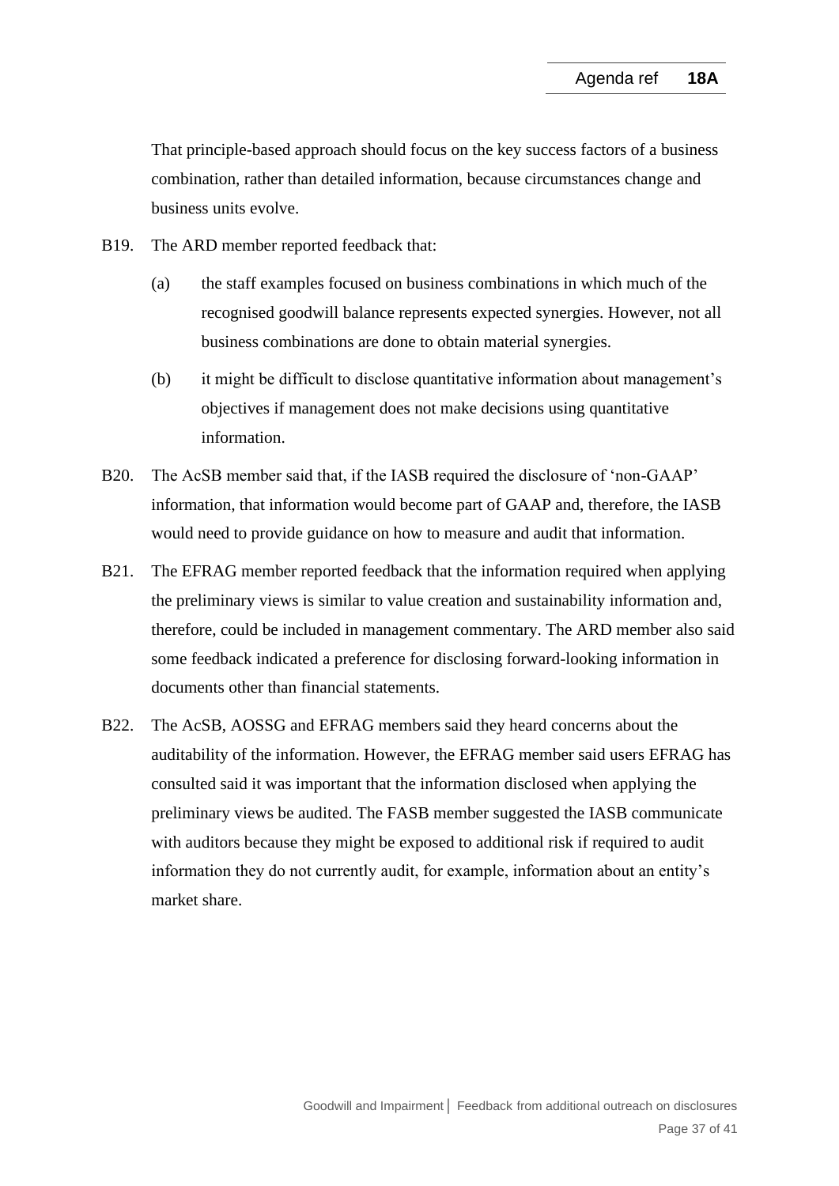That principle-based approach should focus on the key success factors of a business combination, rather than detailed information, because circumstances change and business units evolve.

B19. The ARD member reported feedback that:

(a) the staff examples focused on business combinations in which much of the recognised goodwill balance represents expected synergies. However, not all business combinations are done to obtain material synergies.

(b) it might be difficult to disclose quantitative information about management's objectives if management does not make decisions using quantitative information.

B20. The AcSB member said that, if the IASB required the disclosure of 'non-GAAP' information, that information would become part of GAAP and, therefore, the IASB would need to provide guidance on how to measure and audit that information.

B21. The EFRAG member reported feedback that the information required when applying the preliminary views is similar to value creation and sustainability information and, therefore, could be included in management commentary. The ARD member also said some feedback indicated a preference for disclosing forward-looking information in documents other than financial statements.

B22. The AcSB, AOSSG and EFRAG members said they heard concerns about the auditability of the information. However, the EFRAG member said users EFRAG has consulted said it was important that the information disclosed when applying the preliminary views be audited. The FASB member suggested the IASB communicate with auditors because they might be exposed to additional risk if required to audit information they do not currently audit, for example, information about an entity's market share.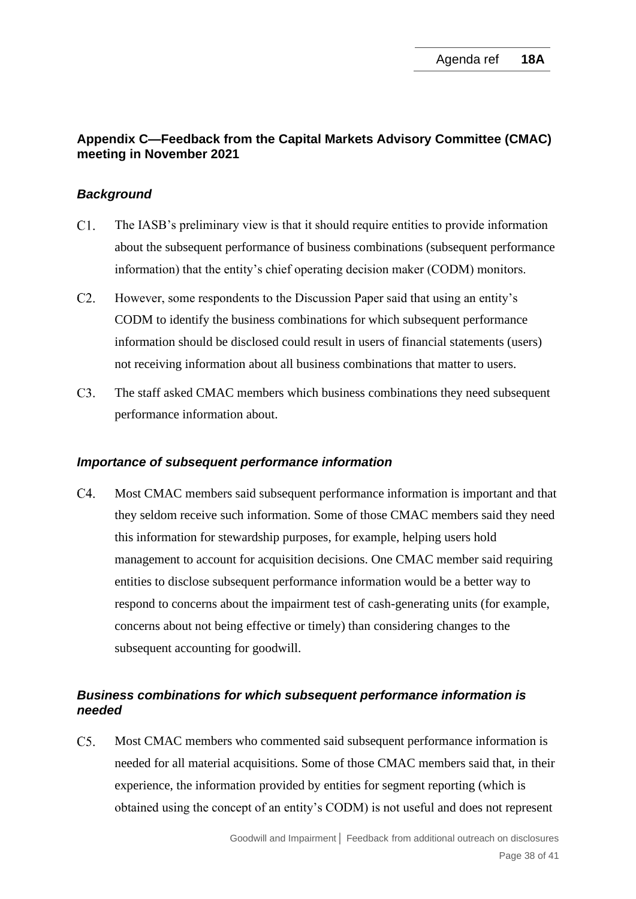## Appendix C—Feedback from the Capital Markets Advisory Committee (CMAC) meeting in November 2021

### *Background*

C1. The IASB's preliminary view is that it should require entities to provide information about the subsequent performance of business combinations (subsequent performance information) that the entity's chief operating decision maker (CODM) monitors.

C2. However, some respondents to the Discussion Paper said that using an entity's CODM to identify the business combinations for which subsequent performance information should be disclosed could result in users of financial statements (users) not receiving information about all business combinations that matter to users.

C3. The staff asked CMAC members which business combinations they need subsequent performance information about.

### *Importance of subsequent performance information*

C4. Most CMAC members said subsequent performance information is important and that they seldom receive such information. Some of those CMAC members said they need this information for stewardship purposes, for example, helping users hold management to account for acquisition decisions. One CMAC member said requiring entities to disclose subsequent performance information would be a better way to respond to concerns about the impairment test of cash-generating units (for example, concerns about not being effective or timely) than considering changes to the subsequent accounting for goodwill.

### *Business combinations for which subsequent performance information is needed*

C5. Most CMAC members who commented said subsequent performance information is needed for all material acquisitions. Some of those CMAC members said that, in their experience, the information provided by entities for segment reporting (which is obtained using the concept of an entity's CODM) is not useful and does not represent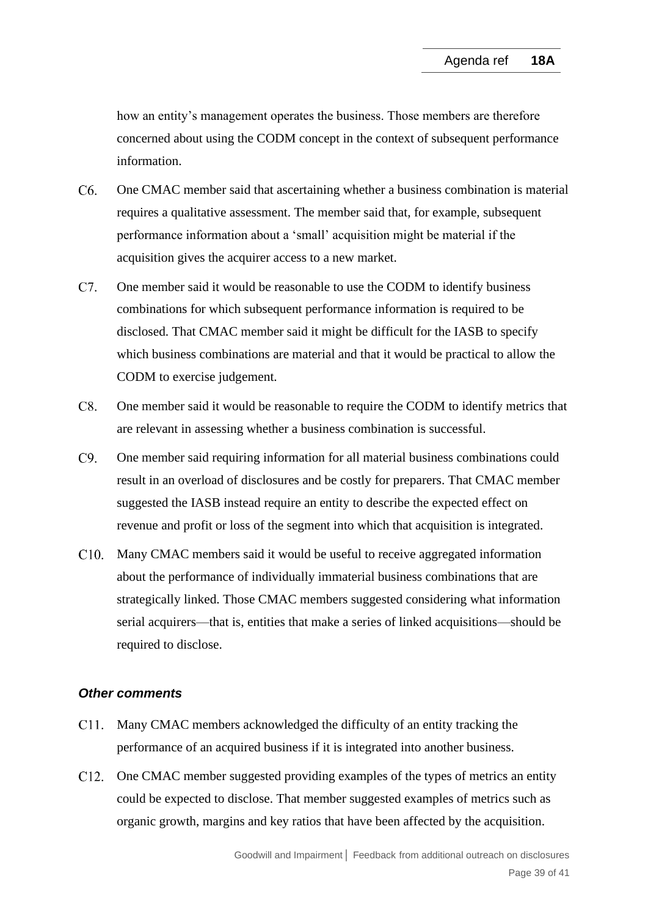how an entity's management operates the business. Those members are therefore concerned about using the CODM concept in the context of subsequent performance information.

C6. One CMAC member said that ascertaining whether a business combination is material requires a qualitative assessment. The member said that, for example, subsequent performance information about a 'small' acquisition might be material if the acquisition gives the acquirer access to a new market.

C7. One member said it would be reasonable to use the CODM to identify business combinations for which subsequent performance information is required to be disclosed. That CMAC member said it might be difficult for the IASB to specify which business combinations are material and that it would be practical to allow the CODM to exercise judgement.

C8. One member said it would be reasonable to require the CODM to identify metrics that are relevant in assessing whether a business combination is successful.

C9. One member said requiring information for all material business combinations could result in an overload of disclosures and be costly for preparers. That CMAC member suggested the IASB instead require an entity to describe the expected effect on revenue and profit or loss of the segment into which that acquisition is integrated.

C10. Many CMAC members said it would be useful to receive aggregated information about the performance of individually immaterial business combinations that are strategically linked. Those CMAC members suggested considering what information serial acquirers—that is, entities that make a series of linked acquisitions—should be required to disclose.

### *Other comments*

C11. Many CMAC members acknowledged the difficulty of an entity tracking the performance of an acquired business if it is integrated into another business.

C12. One CMAC member suggested providing examples of the types of metrics an entity could be expected to disclose. That member suggested examples of metrics such as organic growth, margins and key ratios that have been affected by the acquisition.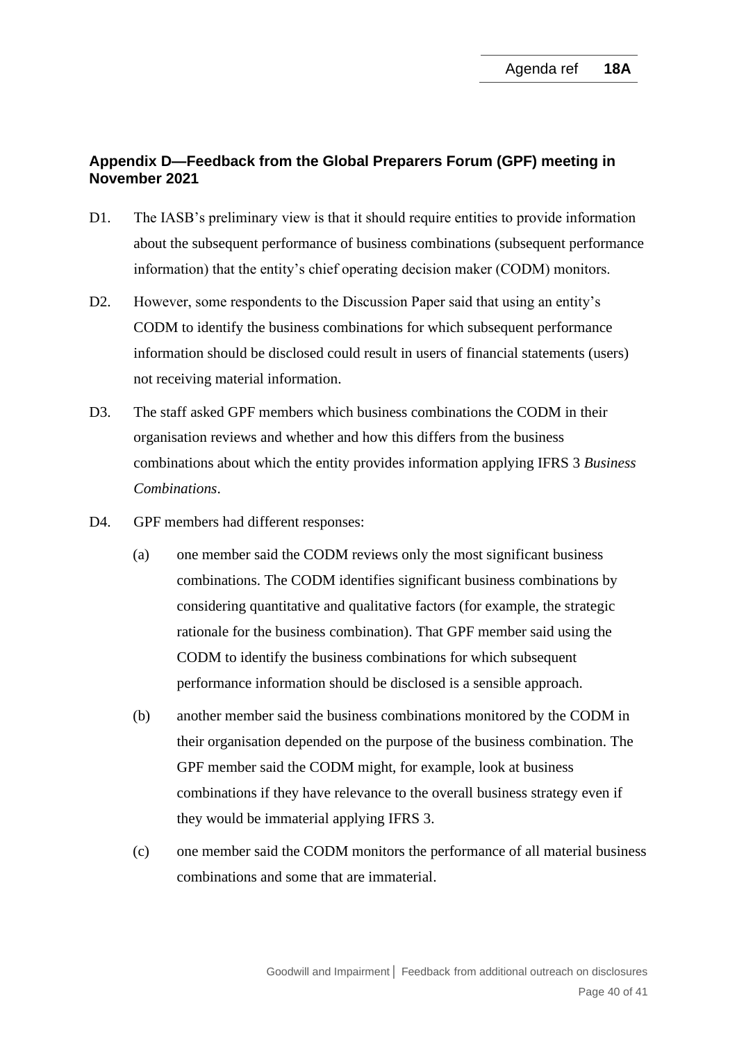## Appendix D—Feedback from the Global Preparers Forum (GPF) meeting in November 2021

D1. The IASB's preliminary view is that it should require entities to provide information about the subsequent performance of business combinations (subsequent performance information) that the entity's chief operating decision maker (CODM) monitors.

D2. However, some respondents to the Discussion Paper said that using an entity's CODM to identify the business combinations for which subsequent performance information should be disclosed could result in users of financial statements (users) not receiving material information.

D3. The staff asked GPF members which business combinations the CODM in their organisation reviews and whether and how this differs from the business combinations about which the entity provides information applying IFRS 3 *Business Combinations*.

D4. GPF members had different responses:

(a) one member said the CODM reviews only the most significant business combinations. The CODM identifies significant business combinations by considering quantitative and qualitative factors (for example, the strategic rationale for the business combination). That GPF member said using the CODM to identify the business combinations for which subsequent performance information should be disclosed is a sensible approach.

(b) another member said the business combinations monitored by the CODM in their organisation depended on the purpose of the business combination. The GPF member said the CODM might, for example, look at business combinations if they have relevance to the overall business strategy even if they would be immaterial applying IFRS 3.

(c) one member said the CODM monitors the performance of all material business combinations and some that are immaterial.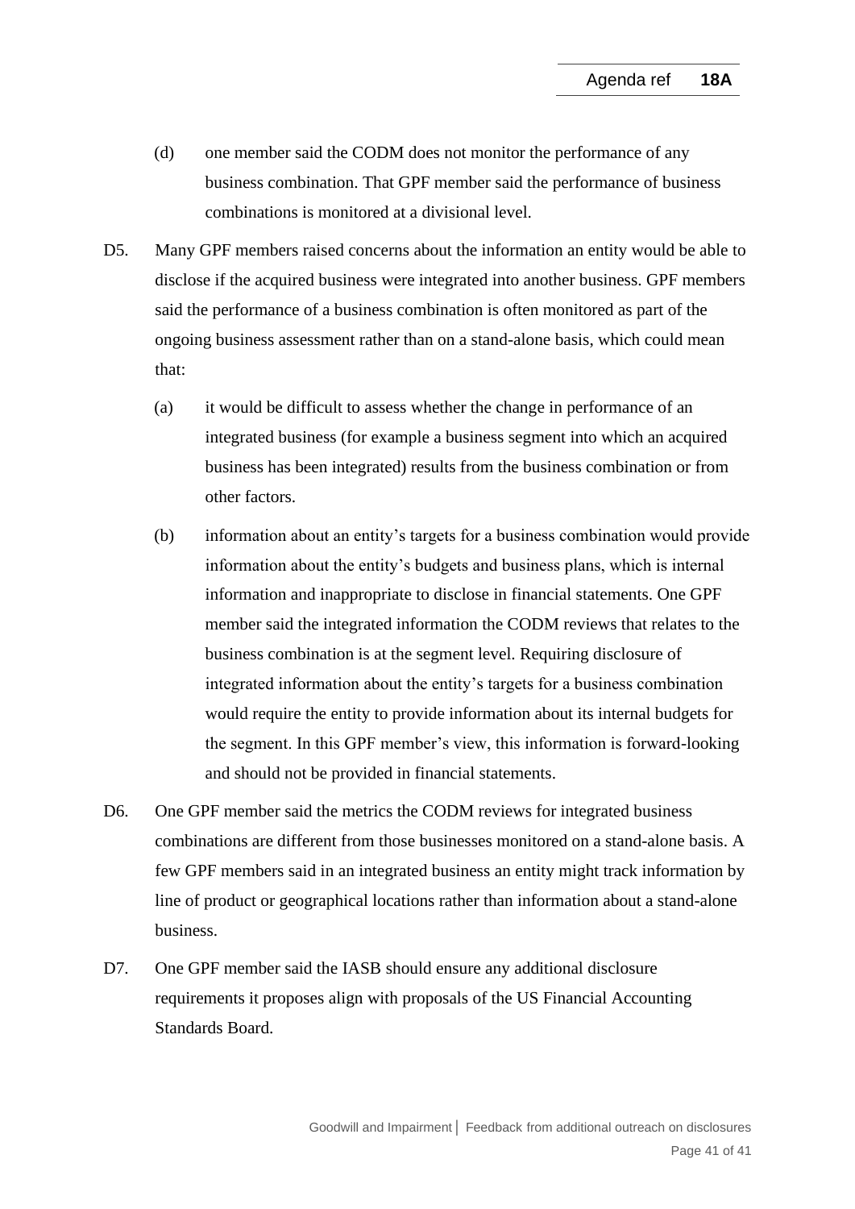(d) one member said the CODM does not monitor the performance of any business combination. That GPF member said the performance of business combinations is monitored at a divisional level.

D5. Many GPF members raised concerns about the information an entity would be able to disclose if the acquired business were integrated into another business. GPF members said the performance of a business combination is often monitored as part of the ongoing business assessment rather than on a stand-alone basis, which could mean that:

(a) it would be difficult to assess whether the change in performance of an integrated business (for example a business segment into which an acquired business has been integrated) results from the business combination or from other factors.

(b) information about an entity's targets for a business combination would provide information about the entity's budgets and business plans, which is internal information and inappropriate to disclose in financial statements. One GPF member said the integrated information the CODM reviews that relates to the business combination is at the segment level. Requiring disclosure of integrated information about the entity's targets for a business combination would require the entity to provide information about its internal budgets for the segment. In this GPF member's view, this information is forward-looking and should not be provided in financial statements.

D6. One GPF member said the metrics the CODM reviews for integrated business combinations are different from those businesses monitored on a stand-alone basis. A few GPF members said in an integrated business an entity might track information by line of product or geographical locations rather than information about a stand-alone business.

D7. One GPF member said the IASB should ensure any additional disclosure requirements it proposes align with proposals of the US Financial Accounting Standards Board.